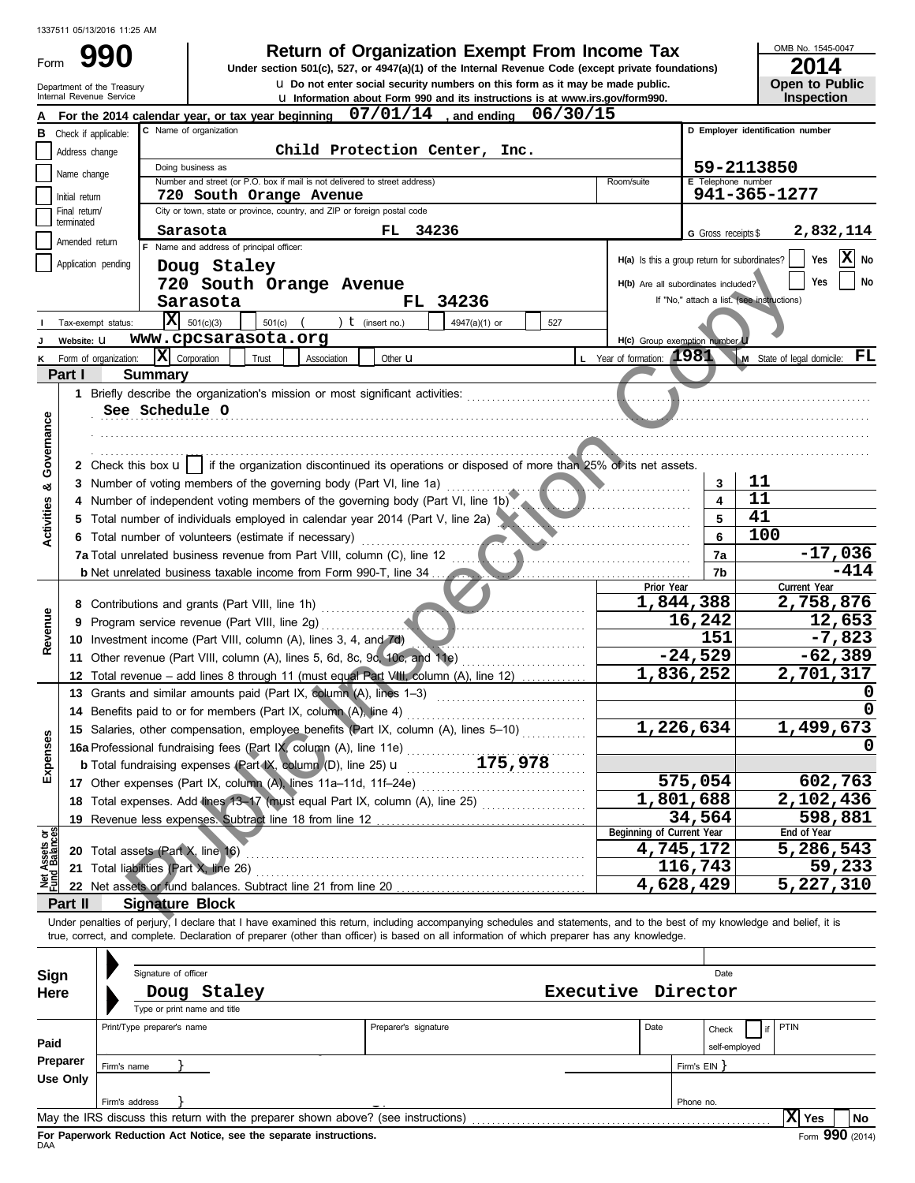1337511 05/13/2016 11:25 AM

# Form 990 — Return of Organization Exempt From Income Tax

**Under section 501(c), 527, or 4947(a)(1) of the Internal Revenue Code (except private foundations)**

u Do not enter social security numbers on this form as it may be made public.

u Information about Form 990 and its instructions is at www.irs.gov/form990.

Department of the Treasury
Internal Revenue Service

OMB No. 1545-0047

**2014**

**Open to Public Inspection**

**A** For the 2014 calendar year, or tax year beginning 07/01/14 , and ending 06/30/15

**B** Check if applicable:
- Address change
- Name change
- Initial return
- Final return/terminated
- Amended return
- Application pending

**C** Name of organization: Child Protection Center, Inc.

Doing business as:

Number and street (or P.O. box if mail is not delivered to street address): 720 South Orange Avenue — Room/suite:

City or town, state or province, country, and ZIP or foreign postal code: Sarasota FL 34236

**D** Employer identification number: 59-2113850

**E** Telephone number: 941-365-1277

**G** Gross receipts $ 2,832,114

**F** Name and address of principal officer:
Doug Staley
720 South Orange Avenue
Sarasota FL 34236

H(a) Is this a group return for subordinates? Yes [ ] No [X]

H(b) Are all subordinates included? Yes [ ] No [ ]
If "No," attach a list. (see instructions)

**I** Tax-exempt status: [X] 501(c)(3) [ ] 501(c) ( ) t (insert no.) [ ] 4947(a)(1) or [ ] 527

**J** Website: u www.cpcsarasota.org

H(c) Group exemption number u

**K** Form of organization: [X] Corporation [ ] Trust [ ] Association [ ] Other u

**L** Year of formation: 1981 **M** State of legal domicile: FL

## Part I Summary

**Activities & Governance**

1 Briefly describe the organization's mission or most significant activities:
See Schedule O

2 Check this box u [ ] if the organization discontinued its operations or disposed of more than 25% of its net assets.

| | | Line | Value |
|---|---|---|---|
| 3 | Number of voting members of the governing body (Part VI, line 1a) | 3 | 11 |
| 4 | Number of independent voting members of the governing body (Part VI, line 1b) | 4 | 11 |
| 5 | Total number of individuals employed in calendar year 2014 (Part V, line 2a) | 5 | 41 |
| 6 | Total number of volunteers (estimate if necessary) | 6 | 100 |
| 7a | Total unrelated business revenue from Part VIII, column (C), line 12 | 7a | -17,036 |
| 7b | Net unrelated business taxable income from Form 990-T, line 34 | 7b | -414 |

| | | | Prior Year | Current Year |
|---|---|---|---|---|
| **Revenue** | 8 | Contributions and grants (Part VIII, line 1h) | 1,844,388 | 2,758,876 |
| | 9 | Program service revenue (Part VIII, line 2g) | 16,242 | 12,653 |
| | 10 | Investment income (Part VIII, column (A), lines 3, 4, and 7d) | 151 | -7,823 |
| | 11 | Other revenue (Part VIII, column (A), lines 5, 6d, 8c, 9c, 10c, and 11e) | -24,529 | -62,389 |
| | 12 | Total revenue – add lines 8 through 11 (must equal Part VIII, column (A), line 12) | 1,836,252 | 2,701,317 |
| **Expenses** | 13 | Grants and similar amounts paid (Part IX, column (A), lines 1–3) | | 0 |
| | 14 | Benefits paid to or for members (Part IX, column (A), line 4) | | 0 |
| | 15 | Salaries, other compensation, employee benefits (Part IX, column (A), lines 5–10) | 1,226,634 | 1,499,673 |
| | 16a | Professional fundraising fees (Part IX, column (A), line 11e) | | 0 |
| | b | Total fundraising expenses (Part IX, column (D), line 25) u 175,978 | | |
| | 17 | Other expenses (Part IX, column (A), lines 11a–11d, 11f–24e) | 575,054 | 602,763 |
| | 18 | Total expenses. Add lines 13–17 (must equal Part IX, column (A), line 25) | 1,801,688 | 2,102,436 |
| | 19 | Revenue less expenses. Subtract line 18 from line 12 | 34,564 | 598,881 |

| | | | Beginning of Current Year | End of Year |
|---|---|---|---|---|
| **Net Assets or Fund Balances** | 20 | Total assets (Part X, line 16) | 4,745,172 | 5,286,543 |
| | 21 | Total liabilities (Part X, line 26) | 116,743 | 59,233 |
| | 22 | Net assets or fund balances. Subtract line 21 from line 20 | 4,628,429 | 5,227,310 |

## Part II Signature Block

Under penalties of perjury, I declare that I have examined this return, including accompanying schedules and statements, and to the best of my knowledge and belief, it is true, correct, and complete. Declaration of preparer (other than officer) is based on all information of which preparer has any knowledge.

**Sign Here**

Signature of officer — Date

Doug Staley — Executive Director
Type or print name and title

**Paid Preparer Use Only**

| Print/Type preparer's name | Preparer's signature | Date | Check [ ] if self-employed | PTIN |
|---|---|---|---|---|
| | | | | |

Firm's name } — Firm's EIN }

Firm's address } — Phone no.

May the IRS discuss this return with the preparer shown above? (see instructions) [X] Yes [ ] No

**For Paperwork Reduction Act Notice, see the separate instructions.**

DAA — Form **990** (2014)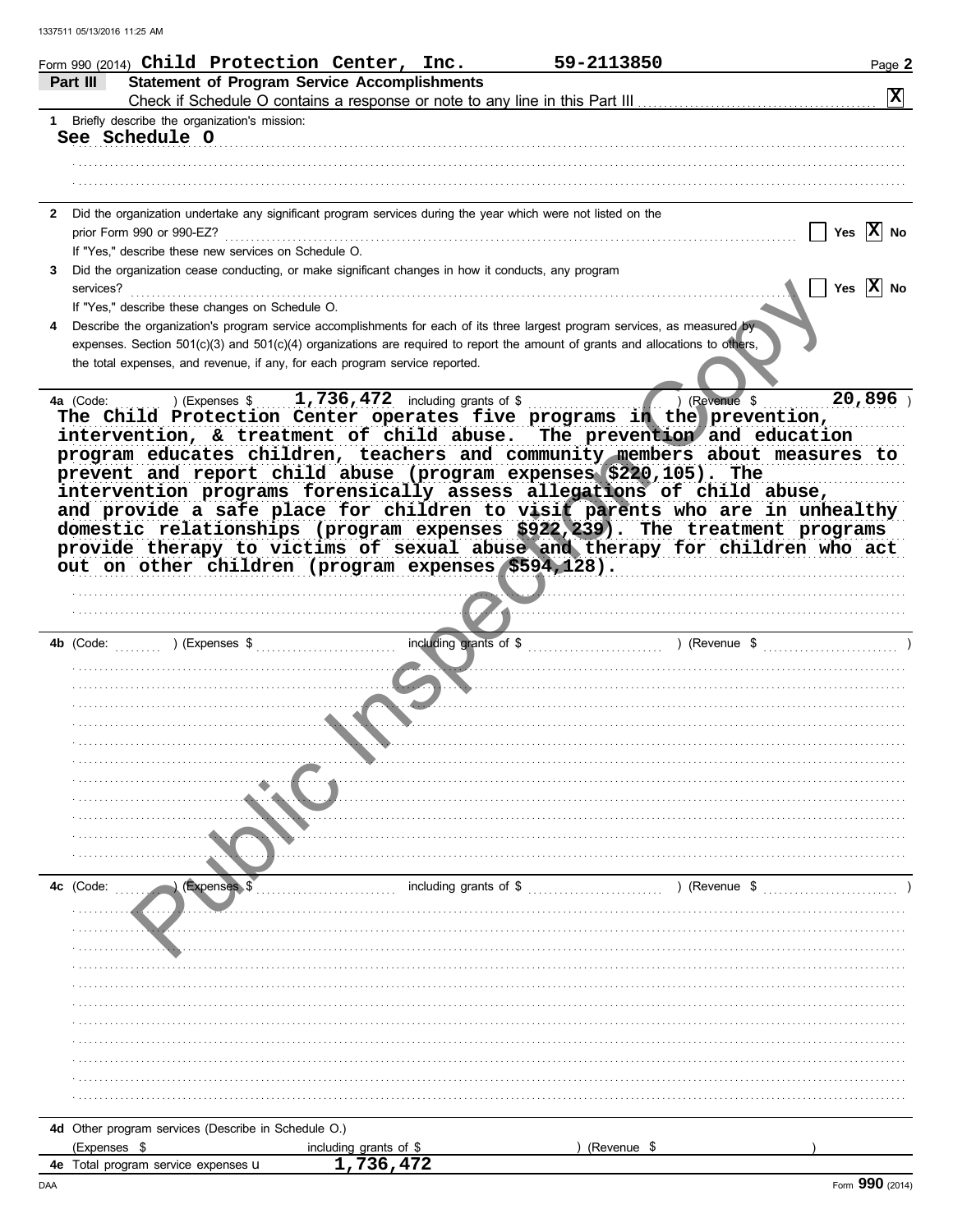Form 990 (2014) **Child Protection Center, Inc.** **59-2113850**

## Part III Statement of Program Service Accomplishments

Check if Schedule O contains a response or note to any line in this Part III ..... [X]

**1** Briefly describe the organization's mission:

See Schedule O

**2** Did the organization undertake any significant program services during the year which were not listed on the prior Form 990 or 990-EZ? ..... [ ] Yes [X] No

If "Yes," describe these new services on Schedule O.

**3** Did the organization cease conducting, or make significant changes in how it conducts, any program services? ..... [ ] Yes [X] No

If "Yes," describe these changes on Schedule O.

**4** Describe the organization's program service accomplishments for each of its three largest program services, as measured by expenses. Section 501(c)(3) and 501(c)(4) organizations are required to report the amount of grants and allocations to others, the total expenses, and revenue, if any, for each program service reported.

**4a** (Code: ) (Expenses $ 1,736,472 including grants of $ ) (Revenue $ 20,896 )

The Child Protection Center operates five programs in the prevention, intervention, & treatment of child abuse. The prevention and education program educates children, teachers and community members about measures to prevent and report child abuse (program expenses $220,105). The intervention programs forensically assess allegations of child abuse, and provide a safe place for children to visit parents who are in unhealthy domestic relationships (program expenses $922,239). The treatment programs provide therapy to victims of sexual abuse and therapy for children who act out on other children (program expenses $594,128).

**4b** (Code: ) (Expenses $ including grants of $ ) (Revenue $ )

**4c** (Code: ) (Expenses $ including grants of $ ) (Revenue $ )

**4d** Other program services (Describe in Schedule O.)

(Expenses $ including grants of $ ) (Revenue $ )

**4e** Total program service expenses ▶ 1,736,472

Form **990** (2014)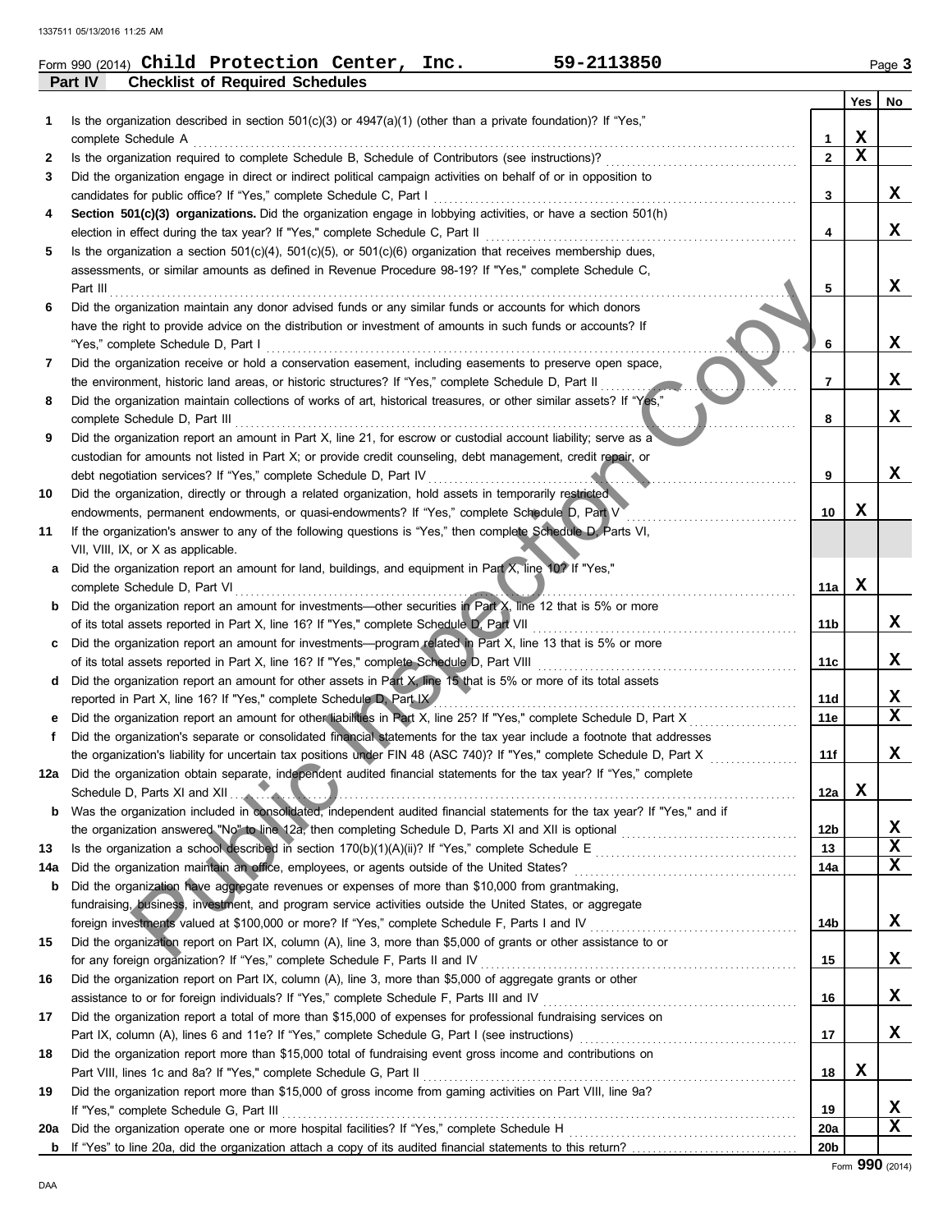Form 990 (2014) **Child Protection Center, Inc.** **59-2113850**

## Part IV Checklist of Required Schedules

| | | | Yes | No |
|---|---|---|---|---|
| 1 | Is the organization described in section 501(c)(3) or 4947(a)(1) (other than a private foundation)? If "Yes," complete Schedule A | 1 | X | |
| 2 | Is the organization required to complete Schedule B, Schedule of Contributors (see instructions)? | 2 | X | |
| 3 | Did the organization engage in direct or indirect political campaign activities on behalf of or in opposition to candidates for public office? If "Yes," complete Schedule C, Part I | 3 | | X |
| 4 | **Section 501(c)(3) organizations.** Did the organization engage in lobbying activities, or have a section 501(h) election in effect during the tax year? If "Yes," complete Schedule C, Part II | 4 | | X |
| 5 | Is the organization a section 501(c)(4), 501(c)(5), or 501(c)(6) organization that receives membership dues, assessments, or similar amounts as defined in Revenue Procedure 98-19? If "Yes," complete Schedule C, Part III | 5 | | X |
| 6 | Did the organization maintain any donor advised funds or any similar funds or accounts for which donors have the right to provide advice on the distribution or investment of amounts in such funds or accounts? If "Yes," complete Schedule D, Part I | 6 | | X |
| 7 | Did the organization receive or hold a conservation easement, including easements to preserve open space, the environment, historic land areas, or historic structures? If "Yes," complete Schedule D, Part II | 7 | | X |
| 8 | Did the organization maintain collections of works of art, historical treasures, or other similar assets? If "Yes," complete Schedule D, Part III | 8 | | X |
| 9 | Did the organization report an amount in Part X, line 21, for escrow or custodial account liability; serve as a custodian for amounts not listed in Part X; or provide credit counseling, debt management, credit repair, or debt negotiation services? If "Yes," complete Schedule D, Part IV | 9 | | X |
| 10 | Did the organization, directly or through a related organization, hold assets in temporarily restricted endowments, permanent endowments, or quasi-endowments? If "Yes," complete Schedule D, Part V | 10 | X | |
| 11 | If the organization's answer to any of the following questions is "Yes," then complete Schedule D, Parts VI, VII, VIII, IX, or X as applicable. | | | |
| a | Did the organization report an amount for land, buildings, and equipment in Part X, line 10? If "Yes," complete Schedule D, Part VI | 11a | X | |
| b | Did the organization report an amount for investments—other securities in Part X, line 12 that is 5% or more of its total assets reported in Part X, line 16? If "Yes," complete Schedule D, Part VII | 11b | | X |
| c | Did the organization report an amount for investments—program related in Part X, line 13 that is 5% or more of its total assets reported in Part X, line 16? If "Yes," complete Schedule D, Part VIII | 11c | | X |
| d | Did the organization report an amount for other assets in Part X, line 15 that is 5% or more of its total assets reported in Part X, line 16? If "Yes," complete Schedule D, Part IX | 11d | | X |
| e | Did the organization report an amount for other liabilities in Part X, line 25? If "Yes," complete Schedule D, Part X | 11e | | X |
| f | Did the organization's separate or consolidated financial statements for the tax year include a footnote that addresses the organization's liability for uncertain tax positions under FIN 48 (ASC 740)? If "Yes," complete Schedule D, Part X | 11f | | X |
| 12a | Did the organization obtain separate, independent audited financial statements for the tax year? If "Yes," complete Schedule D, Parts XI and XII | 12a | X | |
| b | Was the organization included in consolidated, independent audited financial statements for the tax year? If "Yes," and if the organization answered "No" to line 12a, then completing Schedule D, Parts XI and XII is optional | 12b | | X |
| 13 | Is the organization a school described in section 170(b)(1)(A)(ii)? If "Yes," complete Schedule E | 13 | | X |
| 14a | Did the organization maintain an office, employees, or agents outside of the United States? | 14a | | X |
| b | Did the organization have aggregate revenues or expenses of more than $10,000 from grantmaking, fundraising, business, investment, and program service activities outside the United States, or aggregate foreign investments valued at $100,000 or more? If "Yes," complete Schedule F, Parts I and IV | 14b | | X |
| 15 | Did the organization report on Part IX, column (A), line 3, more than $5,000 of grants or other assistance to or for any foreign organization? If "Yes," complete Schedule F, Parts II and IV | 15 | | X |
| 16 | Did the organization report on Part IX, column (A), line 3, more than $5,000 of aggregate grants or other assistance to or for foreign individuals? If "Yes," complete Schedule F, Parts III and IV | 16 | | X |
| 17 | Did the organization report a total of more than $15,000 of expenses for professional fundraising services on Part IX, column (A), lines 6 and 11e? If "Yes," complete Schedule G, Part I (see instructions) | 17 | | X |
| 18 | Did the organization report more than $15,000 total of fundraising event gross income and contributions on Part VIII, lines 1c and 8a? If "Yes," complete Schedule G, Part II | 18 | X | |
| 19 | Did the organization report more than $15,000 of gross income from gaming activities on Part VIII, line 9a? If "Yes," complete Schedule G, Part III | 19 | | X |
| 20a | Did the organization operate one or more hospital facilities? If "Yes," complete Schedule H | 20a | | X |
| b | If "Yes" to line 20a, did the organization attach a copy of its audited financial statements to this return? | 20b | | |

Form **990** (2014)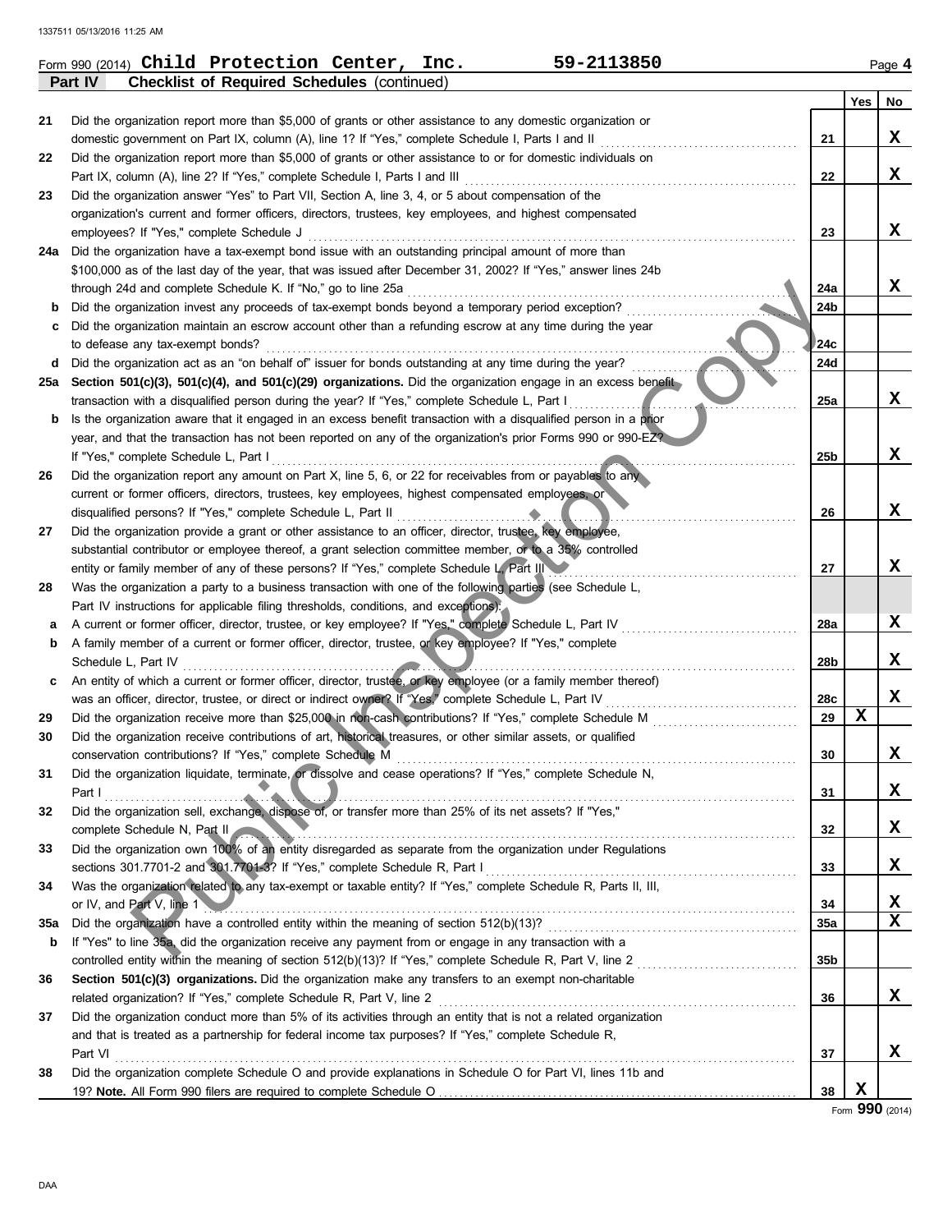Form 990 (2014) **Child Protection Center, Inc.** **59-2113850**

**Part IV** **Checklist of Required Schedules** (continued)

| | | | Yes | No |
|---|---|---|---|---|
| 21 | Did the organization report more than $5,000 of grants or other assistance to any domestic organization or domestic government on Part IX, column (A), line 1? If "Yes," complete Schedule I, Parts I and II | 21 | | X |
| 22 | Did the organization report more than $5,000 of grants or other assistance to or for domestic individuals on Part IX, column (A), line 2? If "Yes," complete Schedule I, Parts I and III | 22 | | X |
| 23 | Did the organization answer "Yes" to Part VII, Section A, line 3, 4, or 5 about compensation of the organization's current and former officers, directors, trustees, key employees, and highest compensated employees? If "Yes," complete Schedule J | 23 | | X |
| 24a | Did the organization have a tax-exempt bond issue with an outstanding principal amount of more than $100,000 as of the last day of the year, that was issued after December 31, 2002? If "Yes," answer lines 24b through 24d and complete Schedule K. If "No," go to line 25a | 24a | | X |
| b | Did the organization invest any proceeds of tax-exempt bonds beyond a temporary period exception? | 24b | | |
| c | Did the organization maintain an escrow account other than a refunding escrow at any time during the year to defease any tax-exempt bonds? | 24c | | |
| d | Did the organization act as an "on behalf of" issuer for bonds outstanding at any time during the year? | 24d | | |
| 25a | **Section 501(c)(3), 501(c)(4), and 501(c)(29) organizations.** Did the organization engage in an excess benefit transaction with a disqualified person during the year? If "Yes," complete Schedule L, Part I | 25a | | X |
| b | Is the organization aware that it engaged in an excess benefit transaction with a disqualified person in a prior year, and that the transaction has not been reported on any of the organization's prior Forms 990 or 990-EZ? If "Yes," complete Schedule L, Part I | 25b | | X |
| 26 | Did the organization report any amount on Part X, line 5, 6, or 22 for receivables from or payables to any current or former officers, directors, trustees, key employees, highest compensated employees, or disqualified persons? If "Yes," complete Schedule L, Part II | 26 | | X |
| 27 | Did the organization provide a grant or other assistance to an officer, director, trustee, key employee, substantial contributor or employee thereof, a grant selection committee member, or to a 35% controlled entity or family member of any of these persons? If "Yes," complete Schedule L, Part III | 27 | | X |
| 28 | Was the organization a party to a business transaction with one of the following parties (see Schedule L, Part IV instructions for applicable filing thresholds, conditions, and exceptions): | | | |
| a | A current or former officer, director, trustee, or key employee? If "Yes," complete Schedule L, Part IV | 28a | | X |
| b | A family member of a current or former officer, director, trustee, or key employee? If "Yes," complete Schedule L, Part IV | 28b | | X |
| c | An entity of which a current or former officer, director, trustee, or key employee (or a family member thereof) was an officer, director, trustee, or direct or indirect owner? If "Yes," complete Schedule L, Part IV | 28c | | X |
| 29 | Did the organization receive more than $25,000 in non-cash contributions? If "Yes," complete Schedule M | 29 | X | |
| 30 | Did the organization receive contributions of art, historical treasures, or other similar assets, or qualified conservation contributions? If "Yes," complete Schedule M | 30 | | X |
| 31 | Did the organization liquidate, terminate, or dissolve and cease operations? If "Yes," complete Schedule N, Part I | 31 | | X |
| 32 | Did the organization sell, exchange, dispose of, or transfer more than 25% of its net assets? If "Yes," complete Schedule N, Part II | 32 | | X |
| 33 | Did the organization own 100% of an entity disregarded as separate from the organization under Regulations sections 301.7701-2 and 301.7701-3? If "Yes," complete Schedule R, Part I | 33 | | X |
| 34 | Was the organization related to any tax-exempt or taxable entity? If "Yes," complete Schedule R, Parts II, III, or IV, and Part V, line 1 | 34 | | X |
| 35a | Did the organization have a controlled entity within the meaning of section 512(b)(13)? | 35a | | X |
| b | If "Yes" to line 35a, did the organization receive any payment from or engage in any transaction with a controlled entity within the meaning of section 512(b)(13)? If "Yes," complete Schedule R, Part V, line 2 | 35b | | |
| 36 | **Section 501(c)(3) organizations.** Did the organization make any transfers to an exempt non-charitable related organization? If "Yes," complete Schedule R, Part V, line 2 | 36 | | X |
| 37 | Did the organization conduct more than 5% of its activities through an entity that is not a related organization and that is treated as a partnership for federal income tax purposes? If "Yes," complete Schedule R, Part VI | 37 | | X |
| 38 | Did the organization complete Schedule O and provide explanations in Schedule O for Part VI, lines 11b and 19? **Note.** All Form 990 filers are required to complete Schedule O | 38 | X | |

Form **990** (2014)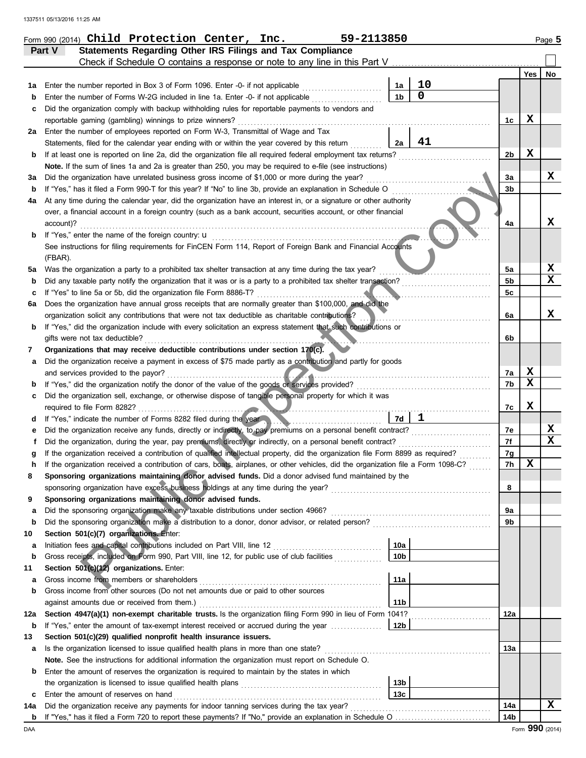Form 990 (2014) **Child Protection Center, Inc.** **59-2113850** Page **5**

## Part V Statements Regarding Other IRS Filings and Tax Compliance

Check if Schedule O contains a response or note to any line in this Part V ☐

| | | | | | Yes | No |
|---|---|---|---|---|---|---|
| **1a** | Enter the number reported in Box 3 of Form 1096. Enter -0- if not applicable | 1a | 10 | | | |
| **b** | Enter the number of Forms W-2G included in line 1a. Enter -0- if not applicable | 1b | 0 | | | |
| **c** | Did the organization comply with backup withholding rules for reportable payments to vendors and reportable gaming (gambling) winnings to prize winners? | | | 1c | X | |
| **2a** | Enter the number of employees reported on Form W-3, Transmittal of Wage and Tax Statements, filed for the calendar year ending with or within the year covered by this return | 2a | 41 | | | |
| **b** | If at least one is reported on line 2a, did the organization file all required federal employment tax returns? | | | 2b | X | |
| | **Note.** If the sum of lines 1a and 2a is greater than 250, you may be required to e-file (see instructions) | | | | | |
| **3a** | Did the organization have unrelated business gross income of $1,000 or more during the year? | | | 3a | | X |
| **b** | If "Yes," has it filed a Form 990-T for this year? If "No" to line 3b, provide an explanation in Schedule O | | | 3b | | |
| **4a** | At any time during the calendar year, did the organization have an interest in, or a signature or other authority over, a financial account in a foreign country (such as a bank account, securities account, or other financial account)? | | | 4a | | X |
| **b** | If "Yes," enter the name of the foreign country: u<br>See instructions for filing requirements for FinCEN Form 114, Report of Foreign Bank and Financial Accounts (FBAR). | | | | | |
| **5a** | Was the organization a party to a prohibited tax shelter transaction at any time during the tax year? | | | 5a | | X |
| **b** | Did any taxable party notify the organization that it was or is a party to a prohibited tax shelter transaction? | | | 5b | | X |
| **c** | If "Yes" to line 5a or 5b, did the organization file Form 8886-T? | | | 5c | | |
| **6a** | Does the organization have annual gross receipts that are normally greater than $100,000, and did the organization solicit any contributions that were not tax deductible as charitable contributions? | | | 6a | | X |
| **b** | If "Yes," did the organization include with every solicitation an express statement that such contributions or gifts were not tax deductible? | | | 6b | | |
| **7** | **Organizations that may receive deductible contributions under section 170(c).** | | | | | |
| **a** | Did the organization receive a payment in excess of $75 made partly as a contribution and partly for goods and services provided to the payor? | | | 7a | X | |
| **b** | If "Yes," did the organization notify the donor of the value of the goods or services provided? | | | 7b | X | |
| **c** | Did the organization sell, exchange, or otherwise dispose of tangible personal property for which it was required to file Form 8282? | | | 7c | X | |
| **d** | If "Yes," indicate the number of Forms 8282 filed during the year | 7d | 1 | | | |
| **e** | Did the organization receive any funds, directly or indirectly, to pay premiums on a personal benefit contract? | | | 7e | | X |
| **f** | Did the organization, during the year, pay premiums, directly or indirectly, on a personal benefit contract? | | | 7f | | X |
| **g** | If the organization received a contribution of qualified intellectual property, did the organization file Form 8899 as required? | | | 7g | | |
| **h** | If the organization received a contribution of cars, boats, airplanes, or other vehicles, did the organization file a Form 1098-C? | | | 7h | X | |
| **8** | **Sponsoring organizations maintaining donor advised funds.** Did a donor advised fund maintained by the sponsoring organization have excess business holdings at any time during the year? | | | 8 | | |
| **9** | **Sponsoring organizations maintaining donor advised funds.** | | | | | |
| **a** | Did the sponsoring organization make any taxable distributions under section 4966? | | | 9a | | |
| **b** | Did the sponsoring organization make a distribution to a donor, donor advisor, or related person? | | | 9b | | |
| **10** | **Section 501(c)(7) organizations.** Enter: | | | | | |
| **a** | Initiation fees and capital contributions included on Part VIII, line 12 | 10a | | | | |
| **b** | Gross receipts, included on Form 990, Part VIII, line 12, for public use of club facilities | 10b | | | | |
| **11** | **Section 501(c)(12) organizations.** Enter: | | | | | |
| **a** | Gross income from members or shareholders | 11a | | | | |
| **b** | Gross income from other sources (Do not net amounts due or paid to other sources against amounts due or received from them.) | 11b | | | | |
| **12a** | **Section 4947(a)(1) non-exempt charitable trusts.** Is the organization filing Form 990 in lieu of Form 1041? | | | 12a | | |
| **b** | If "Yes," enter the amount of tax-exempt interest received or accrued during the year | 12b | | | | |
| **13** | **Section 501(c)(29) qualified nonprofit health insurance issuers.** | | | | | |
| **a** | Is the organization licensed to issue qualified health plans in more than one state? | | | 13a | | |
| | **Note.** See the instructions for additional information the organization must report on Schedule O. | | | | | |
| **b** | Enter the amount of reserves the organization is required to maintain by the states in which the organization is licensed to issue qualified health plans | 13b | | | | |
| **c** | Enter the amount of reserves on hand | 13c | | | | |
| **14a** | Did the organization receive any payments for indoor tanning services during the tax year? | | | 14a | | X |
| **b** | If "Yes," has it filed a Form 720 to report these payments? If "No," provide an explanation in Schedule O | | | 14b | | |

DAA Form **990** (2014)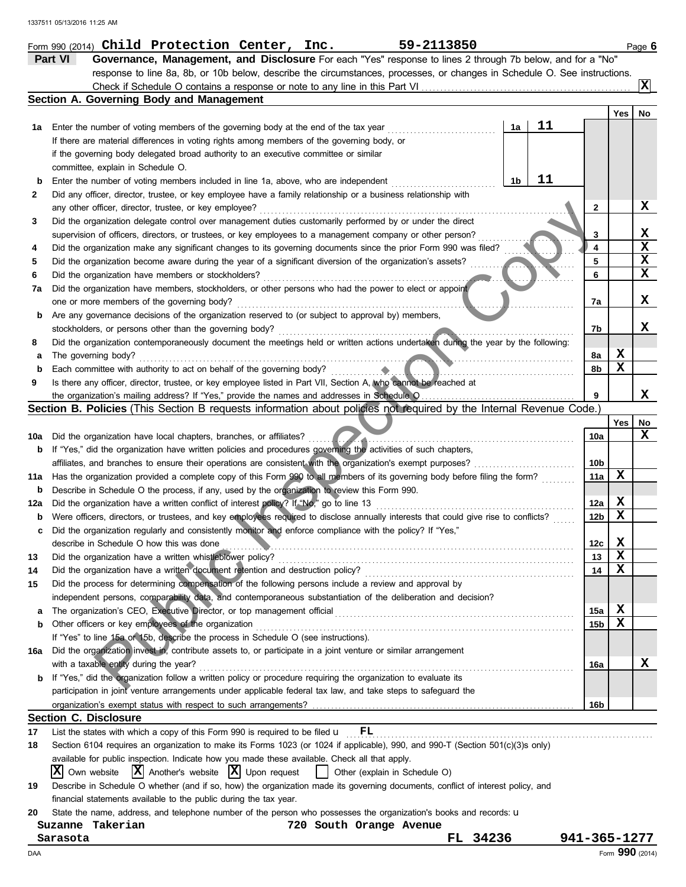Form 990 (2014) **Child Protection Center, Inc.** **59-2113850** Page **6**

## Part VI Governance, Management, and Disclosure

For each "Yes" response to lines 2 through 7b below, and for a "No" response to line 8a, 8b, or 10b below, describe the circumstances, processes, or changes in Schedule O. See instructions.

Check if Schedule O contains a response or note to any line in this Part VI ..... **X**

### Section A. Governing Body and Management

| | | | | Yes | No |
|---|---|---|---|---|---|
| **1a** | Enter the number of voting members of the governing body at the end of the tax year | 1a | 11 | | |
| | If there are material differences in voting rights among members of the governing body, or if the governing body delegated broad authority to an executive committee or similar committee, explain in Schedule O. | | | | |
| **b** | Enter the number of voting members included in line 1a, above, who are independent | 1b | 11 | | |
| **2** | Did any officer, director, trustee, or key employee have a family relationship or a business relationship with any other officer, director, trustee, or key employee? | 2 | | | X |
| **3** | Did the organization delegate control over management duties customarily performed by or under the direct supervision of officers, directors, or trustees, or key employees to a management company or other person? | 3 | | | X |
| **4** | Did the organization make any significant changes to its governing documents since the prior Form 990 was filed? | 4 | | | X |
| **5** | Did the organization become aware during the year of a significant diversion of the organization's assets? | 5 | | | X |
| **6** | Did the organization have members or stockholders? | 6 | | | X |
| **7a** | Did the organization have members, stockholders, or other persons who had the power to elect or appoint one or more members of the governing body? | 7a | | | X |
| **b** | Are any governance decisions of the organization reserved to (or subject to approval by) members, stockholders, or persons other than the governing body? | 7b | | | X |
| **8** | Did the organization contemporaneously document the meetings held or written actions undertaken during the year by the following: | | | | |
| **a** | The governing body? | 8a | | X | |
| **b** | Each committee with authority to act on behalf of the governing body? | 8b | | X | |
| **9** | Is there any officer, director, trustee, or key employee listed in Part VII, Section A, who cannot be reached at the organization's mailing address? If "Yes," provide the names and addresses in Schedule O | 9 | | | X |

### Section B. Policies (This Section B requests information about policies not required by the Internal Revenue Code.)

| | | | Yes | No |
|---|---|---|---|---|
| **10a** | Did the organization have local chapters, branches, or affiliates? | 10a | | X |
| **b** | If "Yes," did the organization have written policies and procedures governing the activities of such chapters, affiliates, and branches to ensure their operations are consistent with the organization's exempt purposes? | 10b | | |
| **11a** | Has the organization provided a complete copy of this Form 990 to all members of its governing body before filing the form? | 11a | X | |
| **b** | Describe in Schedule O the process, if any, used by the organization to review this Form 990. | | | |
| **12a** | Did the organization have a written conflict of interest policy? If "No," go to line 13 | 12a | X | |
| **b** | Were officers, directors, or trustees, and key employees required to disclose annually interests that could give rise to conflicts? | 12b | X | |
| **c** | Did the organization regularly and consistently monitor and enforce compliance with the policy? If "Yes," describe in Schedule O how this was done | 12c | X | |
| **13** | Did the organization have a written whistleblower policy? | 13 | X | |
| **14** | Did the organization have a written document retention and destruction policy? | 14 | X | |
| **15** | Did the process for determining compensation of the following persons include a review and approval by independent persons, comparability data, and contemporaneous substantiation of the deliberation and decision? | | | |
| **a** | The organization's CEO, Executive Director, or top management official | 15a | X | |
| **b** | Other officers or key employees of the organization | 15b | X | |
| | If "Yes" to line 15a or 15b, describe the process in Schedule O (see instructions). | | | |
| **16a** | Did the organization invest in, contribute assets to, or participate in a joint venture or similar arrangement with a taxable entity during the year? | 16a | | X |
| **b** | If "Yes," did the organization follow a written policy or procedure requiring the organization to evaluate its participation in joint venture arrangements under applicable federal tax law, and take steps to safeguard the organization's exempt status with respect to such arrangements? | 16b | | |

### Section C. Disclosure

**17** List the states with which a copy of this Form 990 is required to be filed u **FL**

**18** Section 6104 requires an organization to make its Forms 1023 (or 1024 if applicable), 990, and 990-T (Section 501(c)(3)s only) available for public inspection. Indicate how you made these available. Check all that apply.

[X] Own website [X] Another's website [X] Upon request [ ] Other (explain in Schedule O)

**19** Describe in Schedule O whether (and if so, how) the organization made its governing documents, conflict of interest policy, and financial statements available to the public during the tax year.

**20** State the name, address, and telephone number of the person who possesses the organization's books and records: u

**Suzanne Takerian** **720 South Orange Avenue**
**Sarasota** **FL 34236** **941-365-1277**

DAA Form **990** (2014)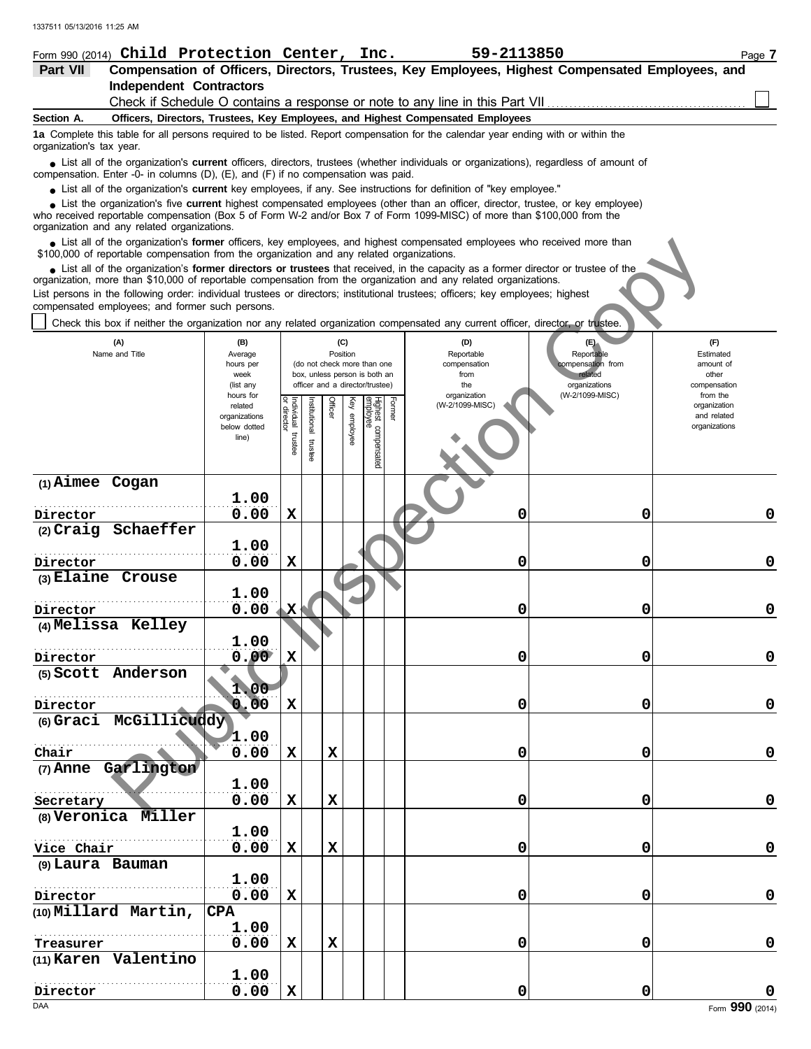1337511 05/13/2016 11:25 AM

Form 990 (2014) **Child Protection Center, Inc.** **59-2113850**

**Part VII** **Compensation of Officers, Directors, Trustees, Key Employees, Highest Compensated Employees, and Independent Contractors**

Check if Schedule O contains a response or note to any line in this Part VII ☐

**Section A. Officers, Directors, Trustees, Key Employees, and Highest Compensated Employees**

**1a** Complete this table for all persons required to be listed. Report compensation for the calendar year ending with or within the organization's tax year.

- List all of the organization's **current** officers, directors, trustees (whether individuals or organizations), regardless of amount of compensation. Enter -0- in columns (D), (E), and (F) if no compensation was paid.
- List all of the organization's **current** key employees, if any. See instructions for definition of "key employee."
- List the organization's five **current** highest compensated employees (other than an officer, director, trustee, or key employee) who received reportable compensation (Box 5 of Form W-2 and/or Box 7 of Form 1099-MISC) of more than $100,000 from the organization and any related organizations.
- List all of the organization's **former** officers, key employees, and highest compensated employees who received more than $100,000 of reportable compensation from the organization and any related organizations.
- List all of the organization's **former directors or trustees** that received, in the capacity as a former director or trustee of the organization, more than $10,000 of reportable compensation from the organization and any related organizations.

List persons in the following order: individual trustees or directors; institutional trustees; officers; key employees; highest compensated employees; and former such persons.

☐ Check this box if neither the organization nor any related organization compensated any current officer, director, or trustee.

| (A) Name and Title | (B) Average hours per week (list any hours for related organizations below dotted line) | (C) Position: Individual trustee or director | Institutional trustee | Officer | Key employee | Highest compensated employee | Former | (D) Reportable compensation from the organization (W-2/1099-MISC) | (E) Reportable compensation from related organizations (W-2/1099-MISC) | (F) Estimated amount of other compensation from the organization and related organizations |
|---|---|---|---|---|---|---|---|---|---|---|
| (1) Aimee Cogan<br>Director | 1.00<br>0.00 | X | | | | | | 0 | 0 | 0 |
| (2) Craig Schaeffer<br>Director | 1.00<br>0.00 | X | | | | | | 0 | 0 | 0 |
| (3) Elaine Crouse<br>Director | 1.00<br>0.00 | X | | | | | | 0 | 0 | 0 |
| (4) Melissa Kelley<br>Director | 1.00<br>0.00 | X | | | | | | 0 | 0 | 0 |
| (5) Scott Anderson<br>Director | 1.00<br>0.00 | X | | | | | | 0 | 0 | 0 |
| (6) Graci McGillicuddy<br>Chair | 1.00<br>0.00 | X | | X | | | | 0 | 0 | 0 |
| (7) Anne Garlington<br>Secretary | 1.00<br>0.00 | X | | X | | | | 0 | 0 | 0 |
| (8) Veronica Miller<br>Vice Chair | 1.00<br>0.00 | X | | X | | | | 0 | 0 | 0 |
| (9) Laura Bauman<br>Director | 1.00<br>0.00 | X | | | | | | 0 | 0 | 0 |
| (10) Millard Martin, CPA<br>Treasurer | 1.00<br>0.00 | X | | X | | | | 0 | 0 | 0 |
| (11) Karen Valentino<br>Director | 1.00<br>0.00 | X | | | | | | 0 | 0 | 0 |

DAA Form **990** (2014)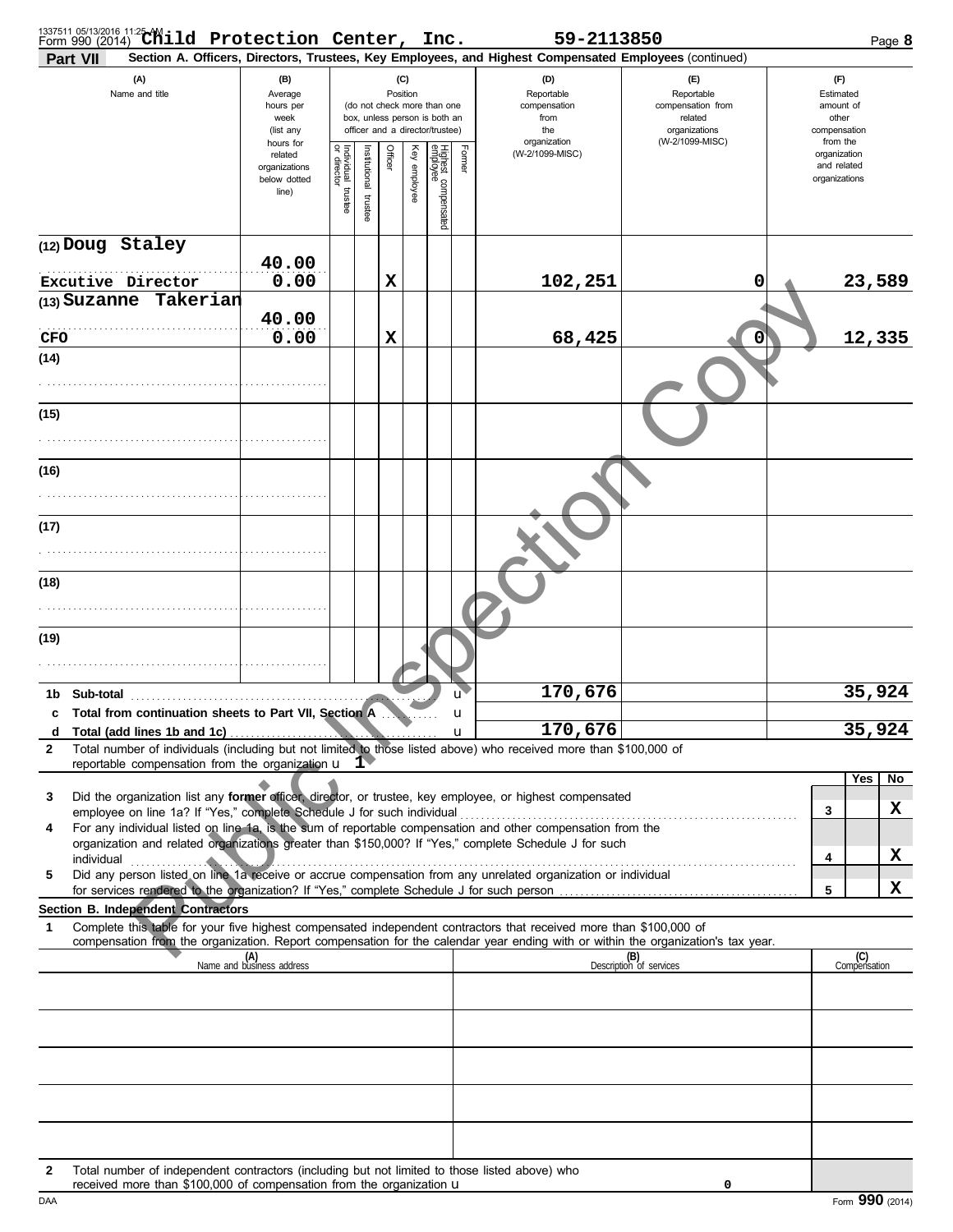Form 990 (2014) Child Protection Center, Inc. 59-2113850 Page 8

**Part VII** **Section A. Officers, Directors, Trustees, Key Employees, and Highest Compensated Employees** (continued)

| (A) Name and title | (B) Average hours per week (list any hours for related organizations below dotted line) | (C) Position: Individual trustee or director | Institutional trustee | Officer | Key employee | Highest compensated employee | Former | (D) Reportable compensation from the organization (W-2/1099-MISC) | (E) Reportable compensation from related organizations (W-2/1099-MISC) | (F) Estimated amount of other compensation from the organization and related organizations |
|---|---|---|---|---|---|---|---|---|---|---|
| (12) Doug Staley<br>Excutive Director | 40.00<br>0.00 | | | X | | | | 102,251 | 0 | 23,589 |
| (13) Suzanne Takerian<br>CFO | 40.00<br>0.00 | | | X | | | | 68,425 | 0 | 12,335 |
| (14) | | | | | | | | | | |
| (15) | | | | | | | | | | |
| (16) | | | | | | | | | | |
| (17) | | | | | | | | | | |
| (18) | | | | | | | | | | |
| (19) | | | | | | | | | | |
| **1b Sub-total** | | | | | | | | 170,676 | | 35,924 |
| **c Total from continuation sheets to Part VII, Section A** | | | | | | | | | | |
| **d Total (add lines 1b and 1c)** | | | | | | | | 170,676 | | 35,924 |

**2** Total number of individuals (including but not limited to those listed above) who received more than $100,000 of reportable compensation from the organization u 1

| | | Yes | No |
|---|---|---|---|
| **3** Did the organization list any **former** officer, director, or trustee, key employee, or highest compensated employee on line 1a? If "Yes," complete Schedule J for such individual | 3 | | X |
| **4** For any individual listed on line 1a, is the sum of reportable compensation and other compensation from the organization and related organizations greater than $150,000? If "Yes," complete Schedule J for such individual | 4 | | X |
| **5** Did any person listed on line 1a receive or accrue compensation from any unrelated organization or individual for services rendered to the organization? If "Yes," complete Schedule J for such person | 5 | | X |

**Section B. Independent Contractors**

**1** Complete this table for your five highest compensated independent contractors that received more than $100,000 of compensation from the organization. Report compensation for the calendar year ending with or within the organization's tax year.

| (A) Name and business address | (B) Description of services | (C) Compensation |
|---|---|---|
| | | |
| | | |
| | | |
| | | |
| | | |

**2** Total number of independent contractors (including but not limited to those listed above) who received more than $100,000 of compensation from the organization u 0

Form **990** (2014)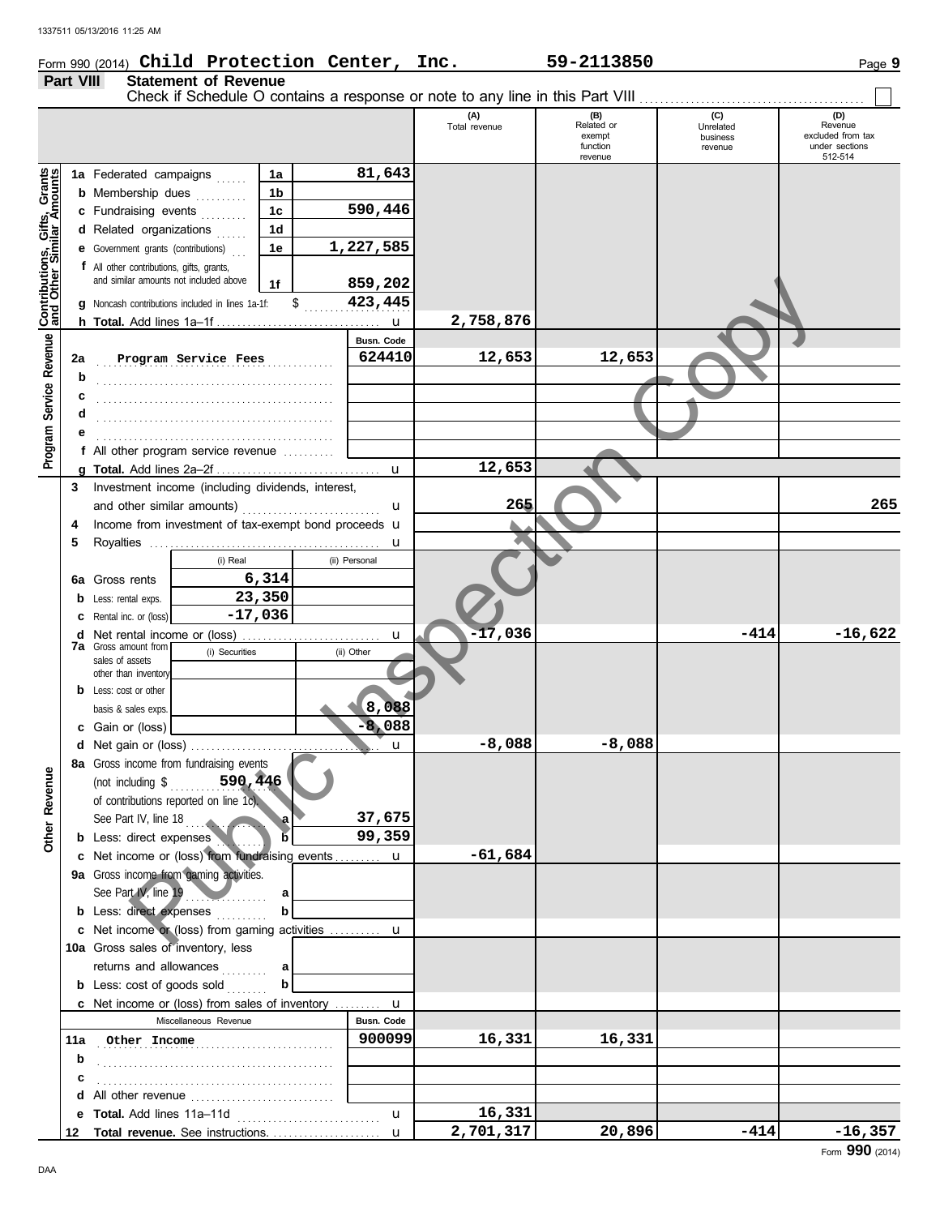Form 990 (2014) **Child Protection Center, Inc.** **59-2113850** Page **9**

**Part VIII** **Statement of Revenue**

Check if Schedule O contains a response or note to any line in this Part VIII ☐

| | | | (A) Total revenue | (B) Related or exempt function revenue | (C) Unrelated business revenue | (D) Revenue excluded from tax under sections 512-514 |
|---|---|---|---|---|---|---|
| **Contributions, Gifts, Grants and Other Similar Amounts** | **1a** Federated campaigns | 1a 81,643 | | | | |
| | **b** Membership dues | 1b | | | | |
| | **c** Fundraising events | 1c 590,446 | | | | |
| | **d** Related organizations | 1d | | | | |
| | **e** Government grants (contributions) | 1e 1,227,585 | | | | |
| | **f** All other contributions, gifts, grants, and similar amounts not included above | 1f 859,202 | | | | |
| | **g** Noncash contributions included in lines 1a-1f: | $ 423,445 | | | | |
| | **h Total.** Add lines 1a–1f | | 2,758,876 | | | |
| **Program Service Revenue** | | Busn. Code | | | | |
| | **2a** Program Service Fees | 624410 | 12,653 | 12,653 | | |
| | **b** | | | | | |
| | **c** | | | | | |
| | **d** | | | | | |
| | **e** | | | | | |
| | **f** All other program service revenue | | | | | |
| | **g Total.** Add lines 2a–2f | | 12,653 | | | |
| **Other Revenue** | **3** Investment income (including dividends, interest, and other similar amounts) | | 265 | | | 265 |
| | **4** Income from investment of tax-exempt bond proceeds | | | | | |
| | **5** Royalties | | | | | |
| | | (i) Real / (ii) Personal | | | | |
| | **6a** Gross rents | (i) 6,314 | | | | |
| | **b** Less: rental exps. | (i) 23,350 | | | | |
| | **c** Rental inc. or (loss) | (i) -17,036 | | | | |
| | **d** Net rental income or (loss) | | -17,036 | | -414 | -16,622 |
| | **7a** Gross amount from sales of assets other than inventory | (i) Securities / (ii) Other | | | | |
| | **b** Less: cost or other basis & sales exps. | (ii) 8,088 | | | | |
| | **c** Gain or (loss) | (ii) -8,088 | | | | |
| | **d** Net gain or (loss) | | -8,088 | -8,088 | | |
| | **8a** Gross income from fundraising events (not including $ 590,446 of contributions reported on line 1c). See Part IV, line 18 | a 37,675 | | | | |
| | **b** Less: direct expenses | b 99,359 | | | | |
| | **c** Net income or (loss) from fundraising events | | -61,684 | | | |
| | **9a** Gross income from gaming activities. See Part IV, line 19 | a | | | | |
| | **b** Less: direct expenses | b | | | | |
| | **c** Net income or (loss) from gaming activities | | | | | |
| | **10a** Gross sales of inventory, less returns and allowances | a | | | | |
| | **b** Less: cost of goods sold | b | | | | |
| | **c** Net income or (loss) from sales of inventory | | | | | |
| | Miscellaneous Revenue | Busn. Code | | | | |
| | **11a** Other Income | 900099 | 16,331 | 16,331 | | |
| | **b** | | | | | |
| | **c** | | | | | |
| | **d** All other revenue | | | | | |
| | **e Total.** Add lines 11a–11d | | 16,331 | | | |
| | **12 Total revenue.** See instructions. | | 2,701,317 | 20,896 | -414 | -16,357 |

Form **990** (2014)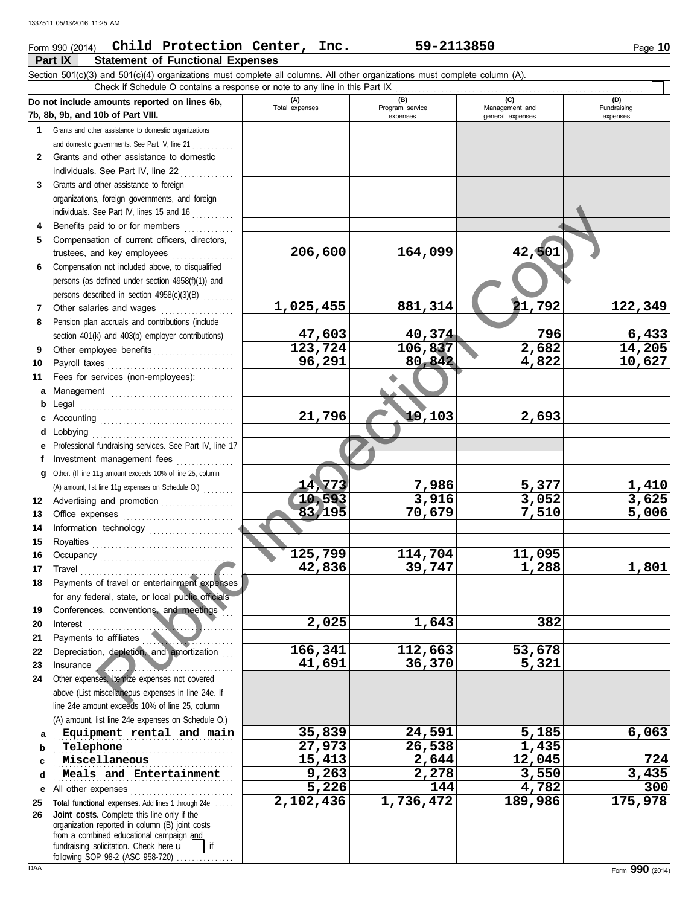1337511 05/13/2016 11:25 AM

Form 990 (2014) **Child Protection Center, Inc.** **59-2113850** Page **10**

## Part IX Statement of Functional Expenses

Section 501(c)(3) and 501(c)(4) organizations must complete all columns. All other organizations must complete column (A).

Check if Schedule O contains a response or note to any line in this Part IX ☐

| Do not include amounts reported on lines 6b, 7b, 8b, 9b, and 10b of Part VIII. | (A) Total expenses | (B) Program service expenses | (C) Management and general expenses | (D) Fundraising expenses |
|---|---|---|---|---|
| **1** Grants and other assistance to domestic organizations and domestic governments. See Part IV, line 21 | | | | |
| **2** Grants and other assistance to domestic individuals. See Part IV, line 22 | | | | |
| **3** Grants and other assistance to foreign organizations, foreign governments, and foreign individuals. See Part IV, lines 15 and 16 | | | | |
| **4** Benefits paid to or for members | | | | |
| **5** Compensation of current officers, directors, trustees, and key employees | 206,600 | 164,099 | 42,501 | |
| **6** Compensation not included above, to disqualified persons (as defined under section 4958(f)(1)) and persons described in section 4958(c)(3)(B) | | | | |
| **7** Other salaries and wages | 1,025,455 | 881,314 | 21,792 | 122,349 |
| **8** Pension plan accruals and contributions (include section 401(k) and 403(b) employer contributions) | 47,603 | 40,374 | 796 | 6,433 |
| **9** Other employee benefits | 123,724 | 106,837 | 2,682 | 14,205 |
| **10** Payroll taxes | 96,291 | 80,842 | 4,822 | 10,627 |
| **11** Fees for services (non-employees): | | | | |
| **a** Management | | | | |
| **b** Legal | | | | |
| **c** Accounting | 21,796 | 19,103 | 2,693 | |
| **d** Lobbying | | | | |
| **e** Professional fundraising services. See Part IV, line 17 | | | | |
| **f** Investment management fees | | | | |
| **g** Other. (If line 11g amount exceeds 10% of line 25, column (A) amount, list line 11g expenses on Schedule O.) | 14,773 | 7,986 | 5,377 | 1,410 |
| **12** Advertising and promotion | 10,593 | 3,916 | 3,052 | 3,625 |
| **13** Office expenses | 83,195 | 70,679 | 7,510 | 5,006 |
| **14** Information technology | | | | |
| **15** Royalties | | | | |
| **16** Occupancy | 125,799 | 114,704 | 11,095 | |
| **17** Travel | 42,836 | 39,747 | 1,288 | 1,801 |
| **18** Payments of travel or entertainment expenses for any federal, state, or local public officials | | | | |
| **19** Conferences, conventions, and meetings | | | | |
| **20** Interest | 2,025 | 1,643 | 382 | |
| **21** Payments to affiliates | | | | |
| **22** Depreciation, depletion, and amortization | 166,341 | 112,663 | 53,678 | |
| **23** Insurance | 41,691 | 36,370 | 5,321 | |
| **24** Other expenses. Itemize expenses not covered above (List miscellaneous expenses in line 24e. If line 24e amount exceeds 10% of line 25, column (A) amount, list line 24e expenses on Schedule O.) | | | | |
| **a** Equipment rental and main | 35,839 | 24,591 | 5,185 | 6,063 |
| **b** Telephone | 27,973 | 26,538 | 1,435 | |
| **c** Miscellaneous | 15,413 | 2,644 | 12,045 | 724 |
| **d** Meals and Entertainment | 9,263 | 2,278 | 3,550 | 3,435 |
| **e** All other expenses | 5,226 | 144 | 4,782 | 300 |
| **25 Total functional expenses.** Add lines 1 through 24e | 2,102,436 | 1,736,472 | 189,986 | 175,978 |
| **26 Joint costs.** Complete this line only if the organization reported in column (B) joint costs from a combined educational campaign and fundraising solicitation. Check here ☐ if following SOP 98-2 (ASC 958-720) | | | | |

DAA

Form **990** (2014)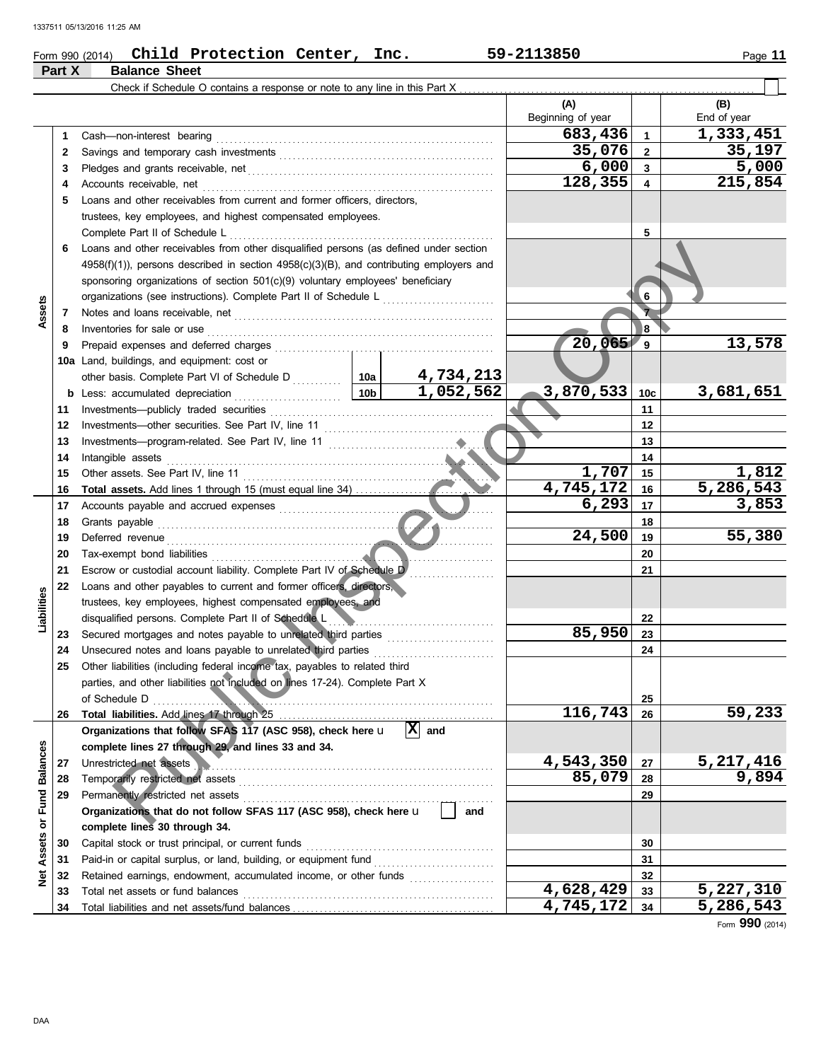Form 990 (2014) **Child Protection Center, Inc.** 59-2113850

## Part X Balance Sheet

Check if Schedule O contains a response or note to any line in this Part X ☐

| | | | | | (A) Beginning of year | | (B) End of year |
|---|---|---|---|---|---|---|---|
| **Assets** | 1 | Cash—non-interest bearing | | | 683,436 | 1 | 1,333,451 |
| | 2 | Savings and temporary cash investments | | | 35,076 | 2 | 35,197 |
| | 3 | Pledges and grants receivable, net | | | 6,000 | 3 | 5,000 |
| | 4 | Accounts receivable, net | | | 128,355 | 4 | 215,854 |
| | 5 | Loans and other receivables from current and former officers, directors, trustees, key employees, and highest compensated employees. Complete Part II of Schedule L | | | | 5 | |
| | 6 | Loans and other receivables from other disqualified persons (as defined under section 4958(f)(1)), persons described in section 4958(c)(3)(B), and contributing employers and sponsoring organizations of section 501(c)(9) voluntary employees' beneficiary organizations (see instructions). Complete Part II of Schedule L | | | | 6 | |
| | 7 | Notes and loans receivable, net | | | | 7 | |
| | 8 | Inventories for sale or use | | | | 8 | |
| | 9 | Prepaid expenses and deferred charges | | | 20,065 | 9 | 13,578 |
| | 10a | Land, buildings, and equipment: cost or other basis. Complete Part VI of Schedule D | 10a | 4,734,213 | | | |
| | b | Less: accumulated depreciation | 10b | 1,052,562 | 3,870,533 | 10c | 3,681,651 |
| | 11 | Investments—publicly traded securities | | | | 11 | |
| | 12 | Investments—other securities. See Part IV, line 11 | | | | 12 | |
| | 13 | Investments—program-related. See Part IV, line 11 | | | | 13 | |
| | 14 | Intangible assets | | | | 14 | |
| | 15 | Other assets. See Part IV, line 11 | | | 1,707 | 15 | 1,812 |
| | 16 | **Total assets.** Add lines 1 through 15 (must equal line 34) | | | 4,745,172 | 16 | 5,286,543 |
| **Liabilities** | 17 | Accounts payable and accrued expenses | | | 6,293 | 17 | 3,853 |
| | 18 | Grants payable | | | | 18 | |
| | 19 | Deferred revenue | | | 24,500 | 19 | 55,380 |
| | 20 | Tax-exempt bond liabilities | | | | 20 | |
| | 21 | Escrow or custodial account liability. Complete Part IV of Schedule D | | | | 21 | |
| | 22 | Loans and other payables to current and former officers, directors, trustees, key employees, highest compensated employees, and disqualified persons. Complete Part II of Schedule L | | | | 22 | |
| | 23 | Secured mortgages and notes payable to unrelated third parties | | | 85,950 | 23 | |
| | 24 | Unsecured notes and loans payable to unrelated third parties | | | | 24 | |
| | 25 | Other liabilities (including federal income tax, payables to related third parties, and other liabilities not included on lines 17-24). Complete Part X of Schedule D | | | | 25 | |
| | 26 | **Total liabilities.** Add lines 17 through 25 | | | 116,743 | 26 | 59,233 |
| **Net Assets or Fund Balances** | | **Organizations that follow SFAS 117 (ASC 958), check here** u [X] **and complete lines 27 through 29, and lines 33 and 34.** | | | | | |
| | 27 | Unrestricted net assets | | | 4,543,350 | 27 | 5,217,416 |
| | 28 | Temporarily restricted net assets | | | 85,079 | 28 | 9,894 |
| | 29 | Permanently restricted net assets | | | | 29 | |
| | | **Organizations that do not follow SFAS 117 (ASC 958), check here** u [ ] **and complete lines 30 through 34.** | | | | | |
| | 30 | Capital stock or trust principal, or current funds | | | | 30 | |
| | 31 | Paid-in or capital surplus, or land, building, or equipment fund | | | | 31 | |
| | 32 | Retained earnings, endowment, accumulated income, or other funds | | | | 32 | |
| | 33 | Total net assets or fund balances | | | 4,628,429 | 33 | 5,227,310 |
| | 34 | Total liabilities and net assets/fund balances | | | 4,745,172 | 34 | 5,286,543 |

Form **990** (2014)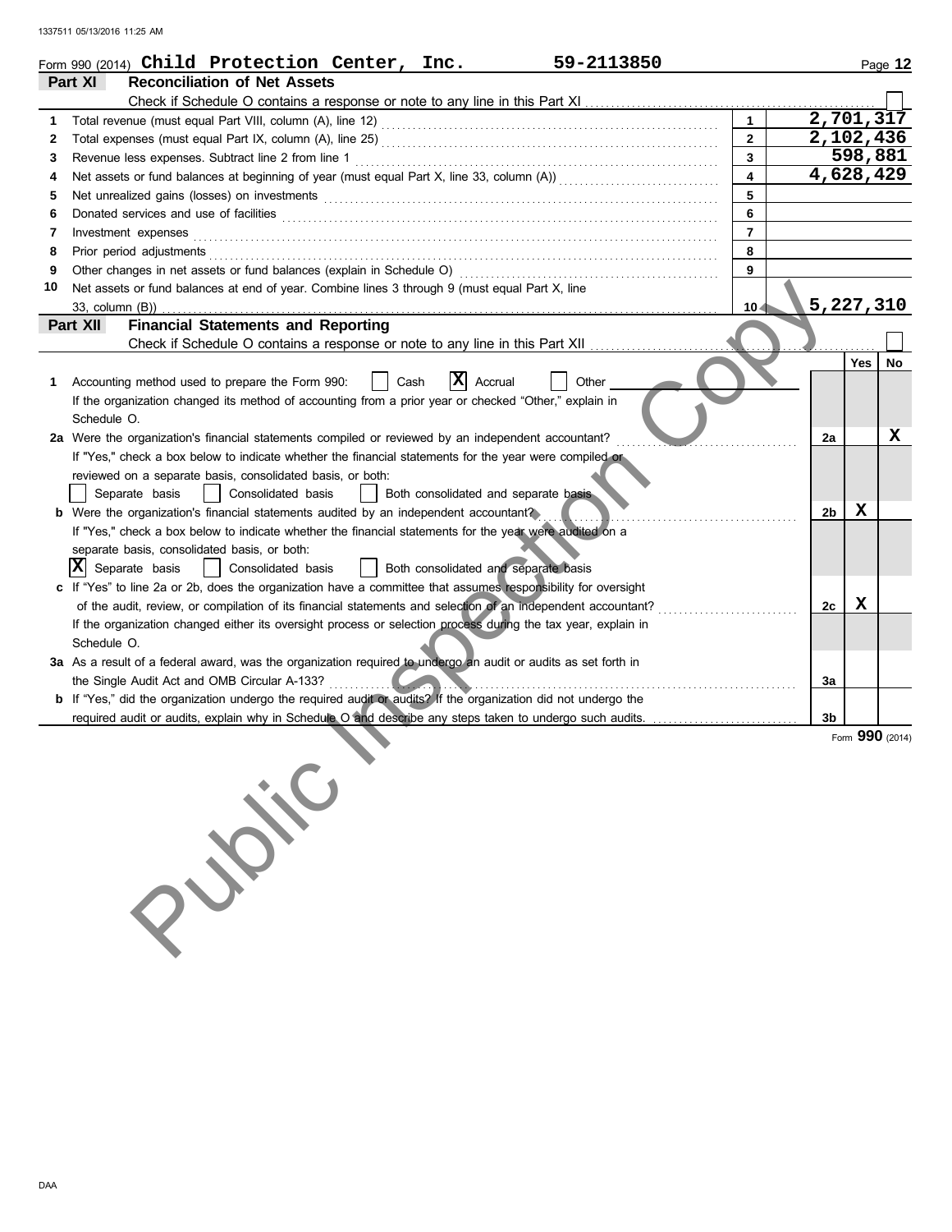Form 990 (2014) **Child Protection Center, Inc.** **59-2113850**

## Part XI Reconciliation of Net Assets

Check if Schedule O contains a response or note to any line in this Part XI ☐

| | | | |
|---|---|---|---|
| 1 | Total revenue (must equal Part VIII, column (A), line 12) | 1 | 2,701,317 |
| 2 | Total expenses (must equal Part IX, column (A), line 25) | 2 | 2,102,436 |
| 3 | Revenue less expenses. Subtract line 2 from line 1 | 3 | 598,881 |
| 4 | Net assets or fund balances at beginning of year (must equal Part X, line 33, column (A)) | 4 | 4,628,429 |
| 5 | Net unrealized gains (losses) on investments | 5 | |
| 6 | Donated services and use of facilities | 6 | |
| 7 | Investment expenses | 7 | |
| 8 | Prior period adjustments | 8 | |
| 9 | Other changes in net assets or fund balances (explain in Schedule O) | 9 | |
| 10 | Net assets or fund balances at end of year. Combine lines 3 through 9 (must equal Part X, line 33, column (B)) | 10 | 5,227,310 |

## Part XII Financial Statements and Reporting

Check if Schedule O contains a response or note to any line in this Part XII ☐

| | | | Yes | No |
|---|---|---|---|---|
| 1 | Accounting method used to prepare the Form 990: ☐ Cash ☒ Accrual ☐ Other<br>If the organization changed its method of accounting from a prior year or checked "Other," explain in Schedule O. | | | |
| 2a | Were the organization's financial statements compiled or reviewed by an independent accountant?<br>If "Yes," check a box below to indicate whether the financial statements for the year were compiled or reviewed on a separate basis, consolidated basis, or both:<br>☐ Separate basis ☐ Consolidated basis ☐ Both consolidated and separate basis | 2a | | X |
| b | Were the organization's financial statements audited by an independent accountant?<br>If "Yes," check a box below to indicate whether the financial statements for the year were audited on a separate basis, consolidated basis, or both:<br>☒ Separate basis ☐ Consolidated basis ☐ Both consolidated and separate basis | 2b | X | |
| c | If "Yes" to line 2a or 2b, does the organization have a committee that assumes responsibility for oversight of the audit, review, or compilation of its financial statements and selection of an independent accountant?<br>If the organization changed either its oversight process or selection process during the tax year, explain in Schedule O. | 2c | X | |
| 3a | As a result of a federal award, was the organization required to undergo an audit or audits as set forth in the Single Audit Act and OMB Circular A-133? | 3a | | |
| b | If "Yes," did the organization undergo the required audit or audits? If the organization did not undergo the required audit or audits, explain why in Schedule O and describe any steps taken to undergo such audits. | 3b | | |

Form **990** (2014)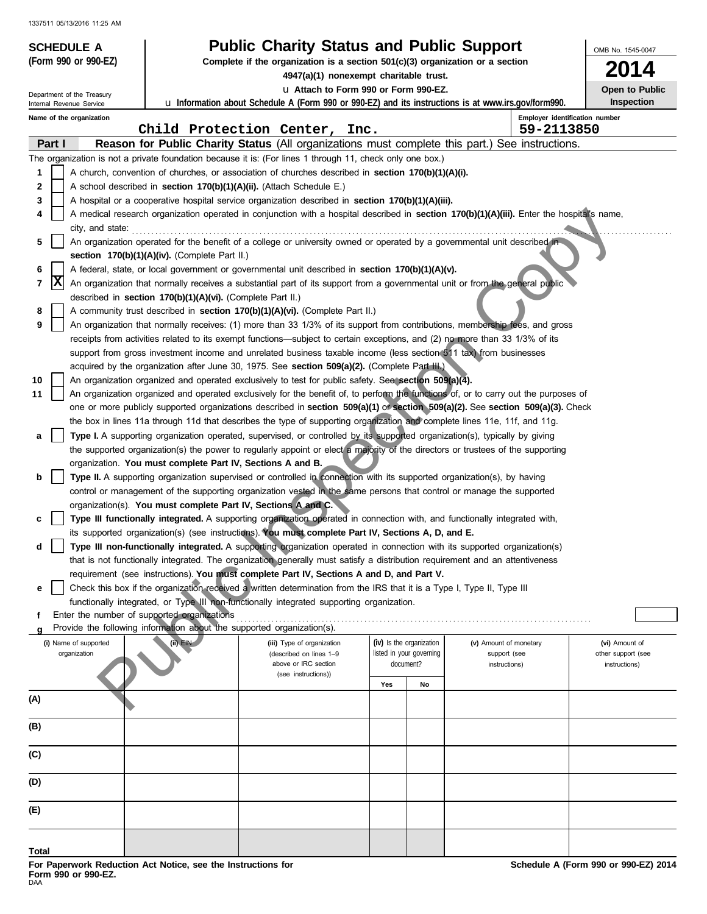1337511 05/13/2016 11:25 AM

**SCHEDULE A (Form 990 or 990-EZ)**

Department of the Treasury
Internal Revenue Service

# Public Charity Status and Public Support

**Complete if the organization is a section 501(c)(3) organization or a section 4947(a)(1) nonexempt charitable trust.**

u **Attach to Form 990 or Form 990-EZ.**

u **Information about Schedule A (Form 990 or 990-EZ) and its instructions is at www.irs.gov/form990.**

OMB No. 1545-0047

**2014**

**Open to Public Inspection**

Name of the organization: Child Protection Center, Inc.

Employer identification number: 59-2113850

## Part I — Reason for Public Charity Status (All organizations must complete this part.) See instructions.

The organization is not a private foundation because it is: (For lines 1 through 11, check only one box.)

1 [ ] A church, convention of churches, or association of churches described in **section 170(b)(1)(A)(i).**

2 [ ] A school described in **section 170(b)(1)(A)(ii).** (Attach Schedule E.)

3 [ ] A hospital or a cooperative hospital service organization described in **section 170(b)(1)(A)(iii).**

4 [ ] A medical research organization operated in conjunction with a hospital described in **section 170(b)(1)(A)(iii).** Enter the hospital's name, city, and state:

5 [ ] An organization operated for the benefit of a college or university owned or operated by a governmental unit described in **section 170(b)(1)(A)(iv).** (Complete Part II.)

6 [ ] A federal, state, or local government or governmental unit described in **section 170(b)(1)(A)(v).**

7 [X] An organization that normally receives a substantial part of its support from a governmental unit or from the general public described in **section 170(b)(1)(A)(vi).** (Complete Part II.)

8 [ ] A community trust described in **section 170(b)(1)(A)(vi).** (Complete Part II.)

9 [ ] An organization that normally receives: (1) more than 33 1/3% of its support from contributions, membership fees, and gross receipts from activities related to its exempt functions—subject to certain exceptions, and (2) no more than 33 1/3% of its support from gross investment income and unrelated business taxable income (less section 511 tax) from businesses acquired by the organization after June 30, 1975. See **section 509(a)(2).** (Complete Part III.)

10 [ ] An organization organized and operated exclusively to test for public safety. See **section 509(a)(4).**

11 [ ] An organization organized and operated exclusively for the benefit of, to perform the functions of, or to carry out the purposes of one or more publicly supported organizations described in **section 509(a)(1)** or **section 509(a)(2).** See **section 509(a)(3).** Check the box in lines 11a through 11d that describes the type of supporting organization and complete lines 11e, 11f, and 11g.

a [ ] **Type I.** A supporting organization operated, supervised, or controlled by its supported organization(s), typically by giving the supported organization(s) the power to regularly appoint or elect a majority of the directors or trustees of the supporting organization. **You must complete Part IV, Sections A and B.**

b [ ] **Type II.** A supporting organization supervised or controlled in connection with its supported organization(s), by having control or management of the supporting organization vested in the same persons that control or manage the supported organization(s). **You must complete Part IV, Sections A and C.**

c [ ] **Type III functionally integrated.** A supporting organization operated in connection with, and functionally integrated with, its supported organization(s) (see instructions). **You must complete Part IV, Sections A, D, and E.**

d [ ] **Type III non-functionally integrated.** A supporting organization operated in connection with its supported organization(s) that is not functionally integrated. The organization generally must satisfy a distribution requirement and an attentiveness requirement (see instructions). **You must complete Part IV, Sections A and D, and Part V.**

e [ ] Check this box if the organization received a written determination from the IRS that it is a Type I, Type II, Type III functionally integrated, or Type III non-functionally integrated supporting organization.

f Enter the number of supported organizations

g Provide the following information about the supported organization(s).

| (i) Name of supported organization | (ii) EIN | (iii) Type of organization (described on lines 1–9 above or IRC section (see instructions)) | (iv) Is the organization listed in your governing document? Yes | No | (v) Amount of monetary support (see instructions) | (vi) Amount of other support (see instructions) |
|---|---|---|---|---|---|---|
| (A) | | | | | | |
| (B) | | | | | | |
| (C) | | | | | | |
| (D) | | | | | | |
| (E) | | | | | | |
| Total | | | | | | |

**For Paperwork Reduction Act Notice, see the Instructions for Form 990 or 990-EZ.**
DAA

**Schedule A (Form 990 or 990-EZ) 2014**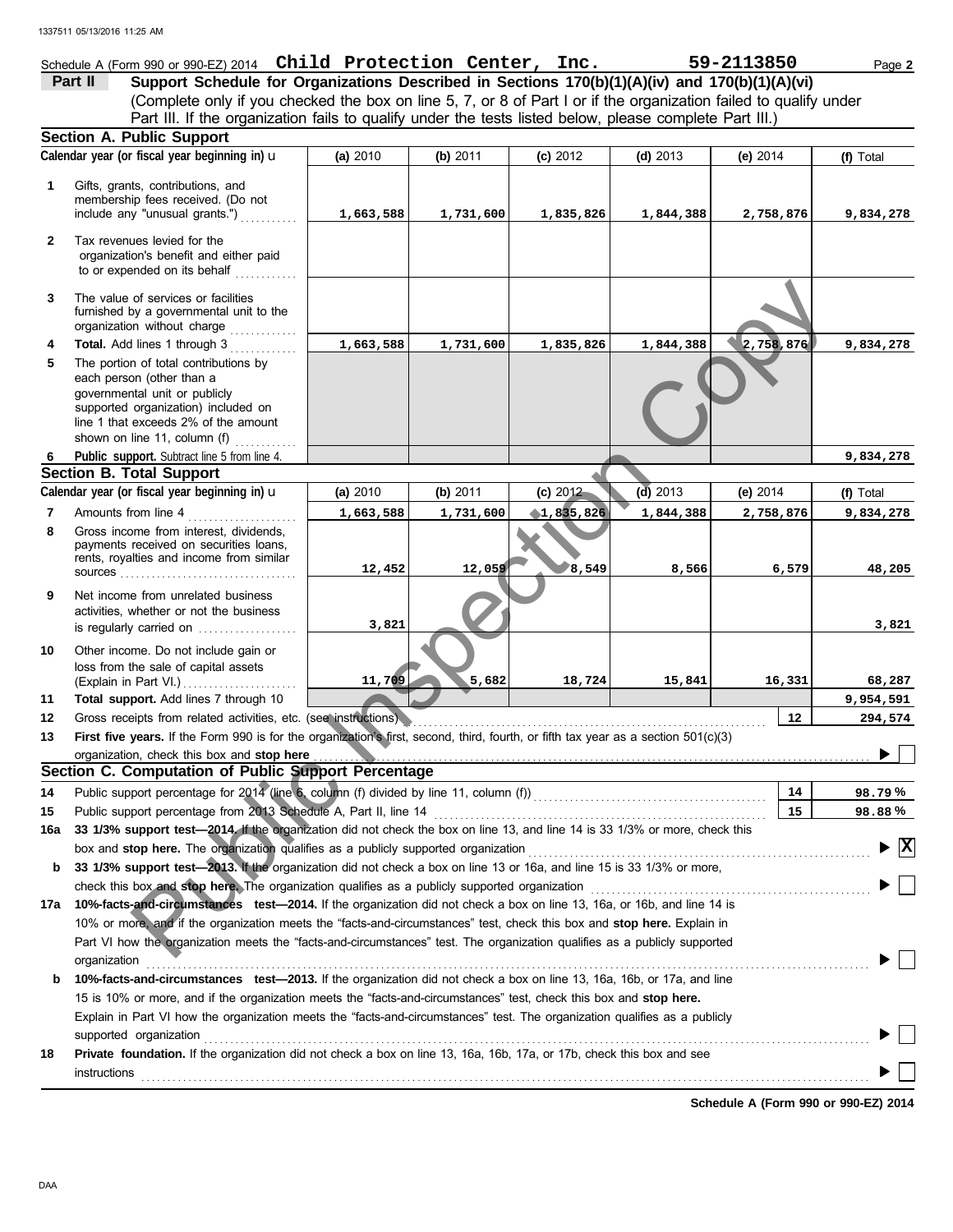Schedule A (Form 990 or 990-EZ) 2014 **Child Protection Center, Inc.** **59-2113850**

**Part II** **Support Schedule for Organizations Described in Sections 170(b)(1)(A)(iv) and 170(b)(1)(A)(vi)**
(Complete only if you checked the box on line 5, 7, or 8 of Part I or if the organization failed to qualify under Part III. If the organization fails to qualify under the tests listed below, please complete Part III.)

## Section A. Public Support

| | Calendar year (or fiscal year beginning in) u | (a) 2010 | (b) 2011 | (c) 2012 | (d) 2013 | (e) 2014 | (f) Total |
|---|---|---|---|---|---|---|---|
| 1 | Gifts, grants, contributions, and membership fees received. (Do not include any "unusual grants.") | 1,663,588 | 1,731,600 | 1,835,826 | 1,844,388 | 2,758,876 | 9,834,278 |
| 2 | Tax revenues levied for the organization's benefit and either paid to or expended on its behalf | | | | | | |
| 3 | The value of services or facilities furnished by a governmental unit to the organization without charge | | | | | | |
| 4 | **Total.** Add lines 1 through 3 | 1,663,588 | 1,731,600 | 1,835,826 | 1,844,388 | 2,758,876 | 9,834,278 |
| 5 | The portion of total contributions by each person (other than a governmental unit or publicly supported organization) included on line 1 that exceeds 2% of the amount shown on line 11, column (f) | | | | | | |
| 6 | **Public support.** Subtract line 5 from line 4. | | | | | | 9,834,278 |

## Section B. Total Support

| | Calendar year (or fiscal year beginning in) u | (a) 2010 | (b) 2011 | (c) 2012 | (d) 2013 | (e) 2014 | (f) Total |
|---|---|---|---|---|---|---|---|
| 7 | Amounts from line 4 | 1,663,588 | 1,731,600 | 1,835,826 | 1,844,388 | 2,758,876 | 9,834,278 |
| 8 | Gross income from interest, dividends, payments received on securities loans, rents, royalties and income from similar sources | 12,452 | 12,059 | 8,549 | 8,566 | 6,579 | 48,205 |
| 9 | Net income from unrelated business activities, whether or not the business is regularly carried on | 3,821 | | | | | 3,821 |
| 10 | Other income. Do not include gain or loss from the sale of capital assets (Explain in Part VI.) | 11,709 | 5,682 | 18,724 | 15,841 | 16,331 | 68,287 |
| 11 | **Total support.** Add lines 7 through 10 | | | | | | 9,954,591 |

**12** Gross receipts from related activities, etc. (see instructions) — **12** — 294,574

**13** **First five years.** If the Form 990 is for the organization's first, second, third, fourth, or fifth tax year as a section 501(c)(3) organization, check this box and **stop here** ☐

## Section C. Computation of Public Support Percentage

**14** Public support percentage for 2014 (line 6, column (f) divided by line 11, column (f)) — **14** — 98.79 %

**15** Public support percentage from 2013 Schedule A, Part II, line 14 — **15** — 98.88 %

**16a** **33 1/3% support test—2014.** If the organization did not check the box on line 13, and line 14 is 33 1/3% or more, check this box and **stop here.** The organization qualifies as a publicly supported organization ☒

**b** **33 1/3% support test—2013.** If the organization did not check a box on line 13 or 16a, and line 15 is 33 1/3% or more, check this box and **stop here.** The organization qualifies as a publicly supported organization ☐

**17a** **10%-facts-and-circumstances test—2014.** If the organization did not check a box on line 13, 16a, or 16b, and line 14 is 10% or more, and if the organization meets the "facts-and-circumstances" test, check this box and **stop here.** Explain in Part VI how the organization meets the "facts-and-circumstances" test. The organization qualifies as a publicly supported organization ☐

**b** **10%-facts-and-circumstances test—2013.** If the organization did not check a box on line 13, 16a, 16b, or 17a, and line 15 is 10% or more, and if the organization meets the "facts-and-circumstances" test, check this box and **stop here.** Explain in Part VI how the organization meets the "facts-and-circumstances" test. The organization qualifies as a publicly supported organization ☐

**18** **Private foundation.** If the organization did not check a box on line 13, 16a, 16b, 17a, or 17b, check this box and see instructions ☐

**Schedule A (Form 990 or 990-EZ) 2014**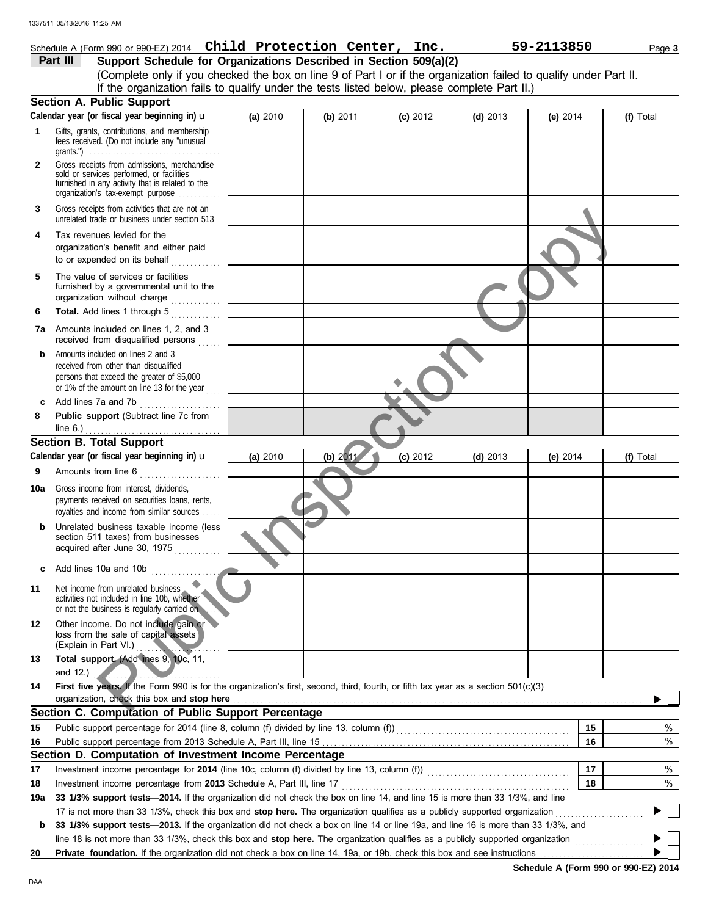Schedule A (Form 990 or 990-EZ) 2014 **Child Protection Center, Inc.** **59-2113850**

**Part III** **Support Schedule for Organizations Described in Section 509(a)(2)**

(Complete only if you checked the box on line 9 of Part I or if the organization failed to qualify under Part II. If the organization fails to qualify under the tests listed below, please complete Part II.)

## Section A. Public Support

| Calendar year (or fiscal year beginning in) u | (a) 2010 | (b) 2011 | (c) 2012 | (d) 2013 | (e) 2014 | (f) Total |
|---|---|---|---|---|---|---|
| **1** Gifts, grants, contributions, and membership fees received. (Do not include any "unusual grants.") | | | | | | |
| **2** Gross receipts from admissions, merchandise sold or services performed, or facilities furnished in any activity that is related to the organization's tax-exempt purpose | | | | | | |
| **3** Gross receipts from activities that are not an unrelated trade or business under section 513 | | | | | | |
| **4** Tax revenues levied for the organization's benefit and either paid to or expended on its behalf | | | | | | |
| **5** The value of services or facilities furnished by a governmental unit to the organization without charge | | | | | | |
| **6** **Total.** Add lines 1 through 5 | | | | | | |
| **7a** Amounts included on lines 1, 2, and 3 received from disqualified persons | | | | | | |
| **b** Amounts included on lines 2 and 3 received from other than disqualified persons that exceed the greater of $5,000 or 1% of the amount on line 13 for the year | | | | | | |
| **c** Add lines 7a and 7b | | | | | | |
| **8** **Public support** (Subtract line 7c from line 6.) | | | | | | |

## Section B. Total Support

| Calendar year (or fiscal year beginning in) u | (a) 2010 | (b) 2011 | (c) 2012 | (d) 2013 | (e) 2014 | (f) Total |
|---|---|---|---|---|---|---|
| **9** Amounts from line 6 | | | | | | |
| **10a** Gross income from interest, dividends, payments received on securities loans, rents, royalties and income from similar sources | | | | | | |
| **b** Unrelated business taxable income (less section 511 taxes) from businesses acquired after June 30, 1975 | | | | | | |
| **c** Add lines 10a and 10b | | | | | | |
| **11** Net income from unrelated business activities not included in line 10b, whether or not the business is regularly carried on | | | | | | |
| **12** Other income. Do not include gain or loss from the sale of capital assets (Explain in Part VI.) | | | | | | |
| **13** **Total support.** (Add lines 9, 10c, 11, and 12.) | | | | | | |

**14** **First five years.** If the Form 990 is for the organization's first, second, third, fourth, or fifth tax year as a section 501(c)(3) organization, check this box and **stop here** ☐

## Section C. Computation of Public Support Percentage

| | | | |
|---|---|---|---|
| **15** | Public support percentage for 2014 (line 8, column (f) divided by line 13, column (f)) | **15** | % |
| **16** | Public support percentage from 2013 Schedule A, Part III, line 15 | **16** | % |

## Section D. Computation of Investment Income Percentage

| | | | |
|---|---|---|---|
| **17** | Investment income percentage for **2014** (line 10c, column (f) divided by line 13, column (f)) | **17** | % |
| **18** | Investment income percentage from **2013** Schedule A, Part III, line 17 | **18** | % |

**19a** **33 1/3% support tests—2014.** If the organization did not check the box on line 14, and line 15 is more than 33 1/3%, and line 17 is not more than 33 1/3%, check this box and **stop here.** The organization qualifies as a publicly supported organization ☐

**b** **33 1/3% support tests—2013.** If the organization did not check a box on line 14 or line 19a, and line 16 is more than 33 1/3%, and line 18 is not more than 33 1/3%, check this box and **stop here.** The organization qualifies as a publicly supported organization ☐

**20** **Private foundation.** If the organization did not check a box on line 14, 19a, or 19b, check this box and see instructions ☐

**Schedule A (Form 990 or 990-EZ) 2014**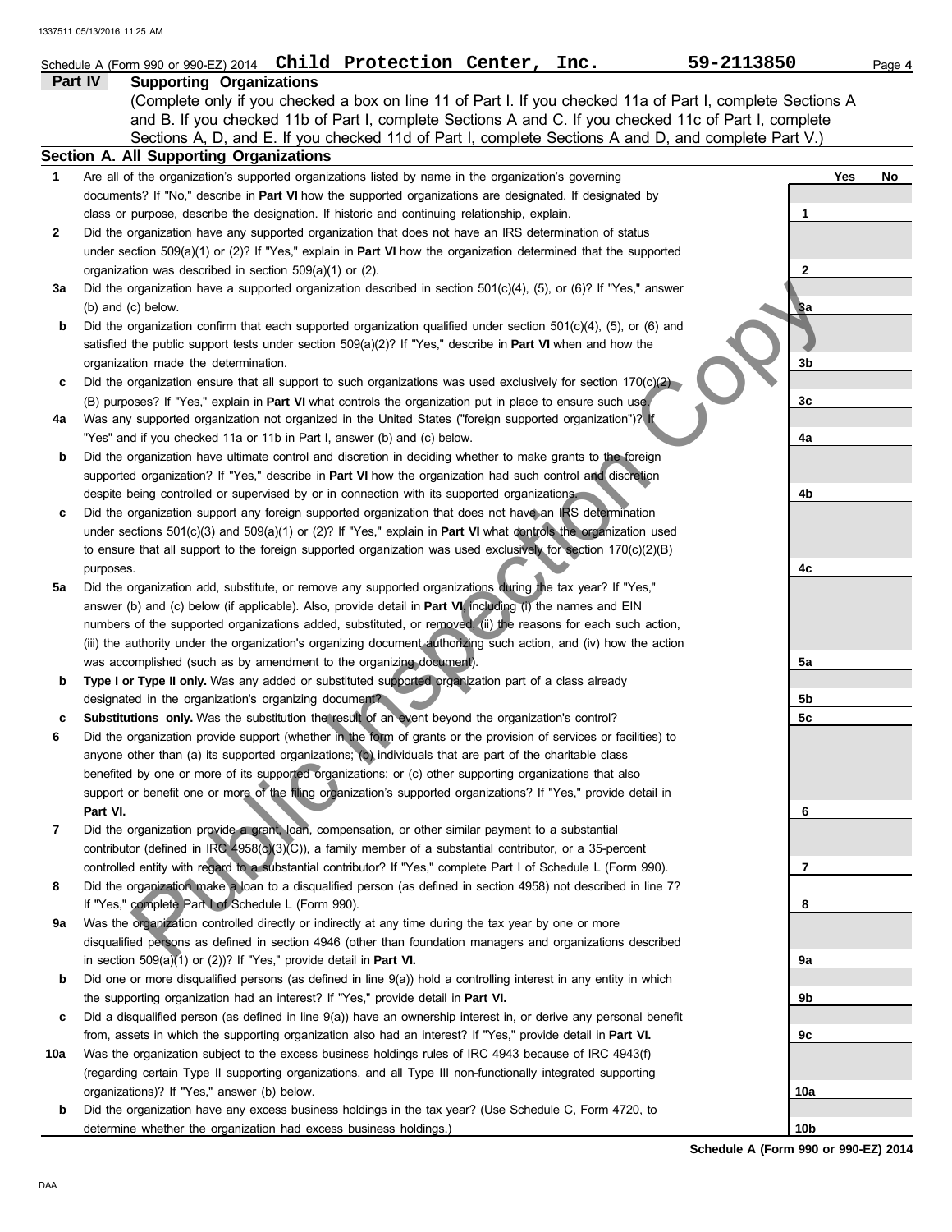Schedule A (Form 990 or 990-EZ) 2014 **Child Protection Center, Inc.** **59-2113850**

## Part IV Supporting Organizations

(Complete only if you checked a box on line 11 of Part I. If you checked 11a of Part I, complete Sections A and B. If you checked 11b of Part I, complete Sections A and C. If you checked 11c of Part I, complete Sections A, D, and E. If you checked 11d of Part I, complete Sections A and D, and complete Part V.)

### Section A. All Supporting Organizations

| | | | Yes | No |
|---|---|---|---|---|
| **1** | Are all of the organization's supported organizations listed by name in the organization's governing documents? If "No," describe in **Part VI** how the supported organizations are designated. If designated by class or purpose, describe the designation. If historic and continuing relationship, explain. | **1** | | |
| **2** | Did the organization have any supported organization that does not have an IRS determination of status under section 509(a)(1) or (2)? If "Yes," explain in **Part VI** how the organization determined that the supported organization was described in section 509(a)(1) or (2). | **2** | | |
| **3a** | Did the organization have a supported organization described in section 501(c)(4), (5), or (6)? If "Yes," answer (b) and (c) below. | **3a** | | |
| **b** | Did the organization confirm that each supported organization qualified under section 501(c)(4), (5), or (6) and satisfied the public support tests under section 509(a)(2)? If "Yes," describe in **Part VI** when and how the organization made the determination. | **3b** | | |
| **c** | Did the organization ensure that all support to such organizations was used exclusively for section 170(c)(2)(B) purposes? If "Yes," explain in **Part VI** what controls the organization put in place to ensure such use. | **3c** | | |
| **4a** | Was any supported organization not organized in the United States ("foreign supported organization")? If "Yes" and if you checked 11a or 11b in Part I, answer (b) and (c) below. | **4a** | | |
| **b** | Did the organization have ultimate control and discretion in deciding whether to make grants to the foreign supported organization? If "Yes," describe in **Part VI** how the organization had such control and discretion despite being controlled or supervised by or in connection with its supported organizations. | **4b** | | |
| **c** | Did the organization support any foreign supported organization that does not have an IRS determination under sections 501(c)(3) and 509(a)(1) or (2)? If "Yes," explain in **Part VI** what controls the organization used to ensure that all support to the foreign supported organization was used exclusively for section 170(c)(2)(B) purposes. | **4c** | | |
| **5a** | Did the organization add, substitute, or remove any supported organizations during the tax year? If "Yes," answer (b) and (c) below (if applicable). Also, provide detail in **Part VI,** including (i) the names and EIN numbers of the supported organizations added, substituted, or removed, (ii) the reasons for each such action, (iii) the authority under the organization's organizing document authorizing such action, and (iv) how the action was accomplished (such as by amendment to the organizing document). | **5a** | | |
| **b** | **Type I or Type II only.** Was any added or substituted supported organization part of a class already designated in the organization's organizing document? | **5b** | | |
| **c** | **Substitutions only.** Was the substitution the result of an event beyond the organization's control? | **5c** | | |
| **6** | Did the organization provide support (whether in the form of grants or the provision of services or facilities) to anyone other than (a) its supported organizations; (b) individuals that are part of the charitable class benefited by one or more of its supported organizations; or (c) other supporting organizations that also support or benefit one or more of the filing organization's supported organizations? If "Yes," provide detail in **Part VI.** | **6** | | |
| **7** | Did the organization provide a grant, loan, compensation, or other similar payment to a substantial contributor (defined in IRC 4958(c)(3)(C)), a family member of a substantial contributor, or a 35-percent controlled entity with regard to a substantial contributor? If "Yes," complete Part I of Schedule L (Form 990). | **7** | | |
| **8** | Did the organization make a loan to a disqualified person (as defined in section 4958) not described in line 7? If "Yes," complete Part I of Schedule L (Form 990). | **8** | | |
| **9a** | Was the organization controlled directly or indirectly at any time during the tax year by one or more disqualified persons as defined in section 4946 (other than foundation managers and organizations described in section 509(a)(1) or (2))? If "Yes," provide detail in **Part VI.** | **9a** | | |
| **b** | Did one or more disqualified persons (as defined in line 9(a)) hold a controlling interest in any entity in which the supporting organization had an interest? If "Yes," provide detail in **Part VI.** | **9b** | | |
| **c** | Did a disqualified person (as defined in line 9(a)) have an ownership interest in, or derive any personal benefit from, assets in which the supporting organization also had an interest? If "Yes," provide detail in **Part VI.** | **9c** | | |
| **10a** | Was the organization subject to the excess business holdings rules of IRC 4943 because of IRC 4943(f) (regarding certain Type II supporting organizations, and all Type III non-functionally integrated supporting organizations)? If "Yes," answer (b) below. | **10a** | | |
| **b** | Did the organization have any excess business holdings in the tax year? (Use Schedule C, Form 4720, to determine whether the organization had excess business holdings.) | **10b** | | |

**Schedule A (Form 990 or 990-EZ) 2014**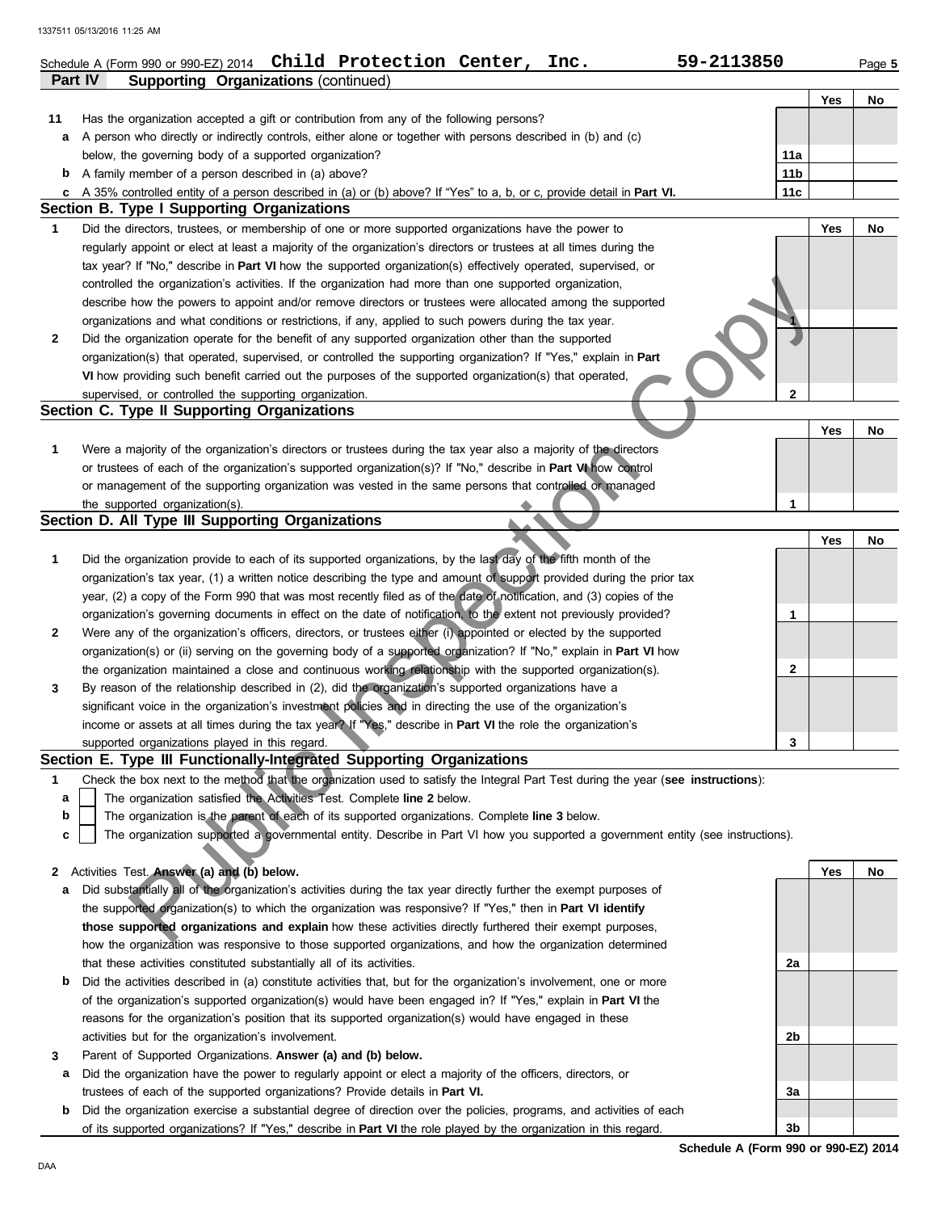Schedule A (Form 990 or 990-EZ) 2014 **Child Protection Center, Inc.** **59-2113850**

**Part IV** **Supporting Organizations** (continued)

| | | | Yes | No |
|---|---|---|---|---|
| **11** | Has the organization accepted a gift or contribution from any of the following persons? | | | |
| **a** | A person who directly or indirectly controls, either alone or together with persons described in (b) and (c) below, the governing body of a supported organization? | **11a** | | |
| **b** | A family member of a person described in (a) above? | **11b** | | |
| **c** | A 35% controlled entity of a person described in (a) or (b) above? If "Yes" to a, b, or c, provide detail in **Part VI.** | **11c** | | |

## Section B. Type I Supporting Organizations

| | | | Yes | No |
|---|---|---|---|---|
| **1** | Did the directors, trustees, or membership of one or more supported organizations have the power to regularly appoint or elect at least a majority of the organization's directors or trustees at all times during the tax year? If "No," describe in **Part VI** how the supported organization(s) effectively operated, supervised, or controlled the organization's activities. If the organization had more than one supported organization, describe how the powers to appoint and/or remove directors or trustees were allocated among the supported organizations and what conditions or restrictions, if any, applied to such powers during the tax year. | **1** | | |
| **2** | Did the organization operate for the benefit of any supported organization other than the supported organization(s) that operated, supervised, or controlled the supporting organization? If "Yes," explain in **Part VI** how providing such benefit carried out the purposes of the supported organization(s) that operated, supervised, or controlled the supporting organization. | **2** | | |

## Section C. Type II Supporting Organizations

| | | | Yes | No |
|---|---|---|---|---|
| **1** | Were a majority of the organization's directors or trustees during the tax year also a majority of the directors or trustees of each of the organization's supported organization(s)? If "No," describe in **Part VI** how control or management of the supporting organization was vested in the same persons that controlled or managed the supported organization(s). | **1** | | |

## Section D. All Type III Supporting Organizations

| | | | Yes | No |
|---|---|---|---|---|
| **1** | Did the organization provide to each of its supported organizations, by the last day of the fifth month of the organization's tax year, (1) a written notice describing the type and amount of support provided during the prior tax year, (2) a copy of the Form 990 that was most recently filed as of the date of notification, and (3) copies of the organization's governing documents in effect on the date of notification, to the extent not previously provided? | **1** | | |
| **2** | Were any of the organization's officers, directors, or trustees either (i) appointed or elected by the supported organization(s) or (ii) serving on the governing body of a supported organization? If "No," explain in **Part VI** how the organization maintained a close and continuous working relationship with the supported organization(s). | **2** | | |
| **3** | By reason of the relationship described in (2), did the organization's supported organizations have a significant voice in the organization's investment policies and in directing the use of the organization's income or assets at all times during the tax year? If "Yes," describe in **Part VI** the role the organization's supported organizations played in this regard. | **3** | | |

## Section E. Type III Functionally-Integrated Supporting Organizations

**1** Check the box next to the method that the organization used to satisfy the Integral Part Test during the year (**see instructions**):

- **a** ☐ The organization satisfied the Activities Test. Complete **line 2** below.
- **b** ☐ The organization is the parent of each of its supported organizations. Complete **line 3** below.
- **c** ☐ The organization supported a governmental entity. Describe in Part VI how you supported a government entity (see instructions).

| | | | Yes | No |
|---|---|---|---|---|
| **2** | Activities Test. **Answer (a) and (b) below.** | | | |
| **a** | Did substantially all of the organization's activities during the tax year directly further the exempt purposes of the supported organization(s) to which the organization was responsive? If "Yes," then in **Part VI identify those supported organizations and explain** how these activities directly furthered their exempt purposes, how the organization was responsive to those supported organizations, and how the organization determined that these activities constituted substantially all of its activities. | **2a** | | |
| **b** | Did the activities described in (a) constitute activities that, but for the organization's involvement, one or more of the organization's supported organization(s) would have been engaged in? If "Yes," explain in **Part VI** the reasons for the organization's position that its supported organization(s) would have engaged in these activities but for the organization's involvement. | **2b** | | |
| **3** | Parent of Supported Organizations. **Answer (a) and (b) below.** | | | |
| **a** | Did the organization have the power to regularly appoint or elect a majority of the officers, directors, or trustees of each of the supported organizations? Provide details in **Part VI.** | **3a** | | |
| **b** | Did the organization exercise a substantial degree of direction over the policies, programs, and activities of each of its supported organizations? If "Yes," describe in **Part VI** the role played by the organization in this regard. | **3b** | | |

**Schedule A (Form 990 or 990-EZ) 2014**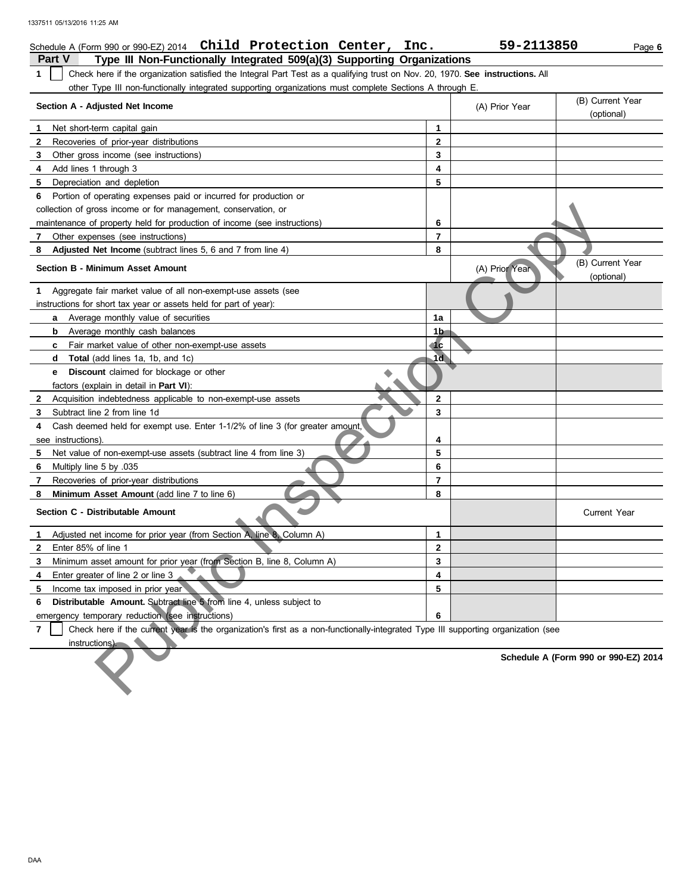Schedule A (Form 990 or 990-EZ) 2014 **Child Protection Center, Inc.** **59-2113850**

## Part V Type III Non-Functionally Integrated 509(a)(3) Supporting Organizations

**1** ☐ Check here if the organization satisfied the Integral Part Test as a qualifying trust on Nov. 20, 1970. **See instructions.** All other Type III non-functionally integrated supporting organizations must complete Sections A through E.

| Section A - Adjusted Net Income | | (A) Prior Year | (B) Current Year (optional) |
|---|---|---|---|
| **1** Net short-term capital gain | **1** | | |
| **2** Recoveries of prior-year distributions | **2** | | |
| **3** Other gross income (see instructions) | **3** | | |
| **4** Add lines 1 through 3 | **4** | | |
| **5** Depreciation and depletion | **5** | | |
| **6** Portion of operating expenses paid or incurred for production or collection of gross income or for management, conservation, or maintenance of property held for production of income (see instructions) | **6** | | |
| **7** Other expenses (see instructions) | **7** | | |
| **8** **Adjusted Net Income** (subtract lines 5, 6 and 7 from line 4) | **8** | | |

| Section B - Minimum Asset Amount | | (A) Prior Year | (B) Current Year (optional) |
|---|---|---|---|
| **1** Aggregate fair market value of all non-exempt-use assets (see instructions for short tax year or assets held for part of year): | | | |
| **a** Average monthly value of securities | **1a** | | |
| **b** Average monthly cash balances | **1b** | | |
| **c** Fair market value of other non-exempt-use assets | **1c** | | |
| **d** **Total** (add lines 1a, 1b, and 1c) | **1d** | | |
| **e** **Discount** claimed for blockage or other factors (explain in detail in **Part VI**): | | | |
| **2** Acquisition indebtedness applicable to non-exempt-use assets | **2** | | |
| **3** Subtract line 2 from line 1d | **3** | | |
| **4** Cash deemed held for exempt use. Enter 1-1/2% of line 3 (for greater amount, see instructions). | **4** | | |
| **5** Net value of non-exempt-use assets (subtract line 4 from line 3) | **5** | | |
| **6** Multiply line 5 by .035 | **6** | | |
| **7** Recoveries of prior-year distributions | **7** | | |
| **8** **Minimum Asset Amount** (add line 7 to line 6) | **8** | | |

| Section C - Distributable Amount | | | Current Year |
|---|---|---|---|
| **1** Adjusted net income for prior year (from Section A, line 8, Column A) | **1** | | |
| **2** Enter 85% of line 1 | **2** | | |
| **3** Minimum asset amount for prior year (from Section B, line 8, Column A) | **3** | | |
| **4** Enter greater of line 2 or line 3 | **4** | | |
| **5** Income tax imposed in prior year | **5** | | |
| **6** **Distributable Amount.** Subtract line 5 from line 4, unless subject to emergency temporary reduction (see instructions) | **6** | | |

**7** ☐ Check here if the current year is the organization's first as a non-functionally-integrated Type III supporting organization (see instructions).

**Schedule A (Form 990 or 990-EZ) 2014**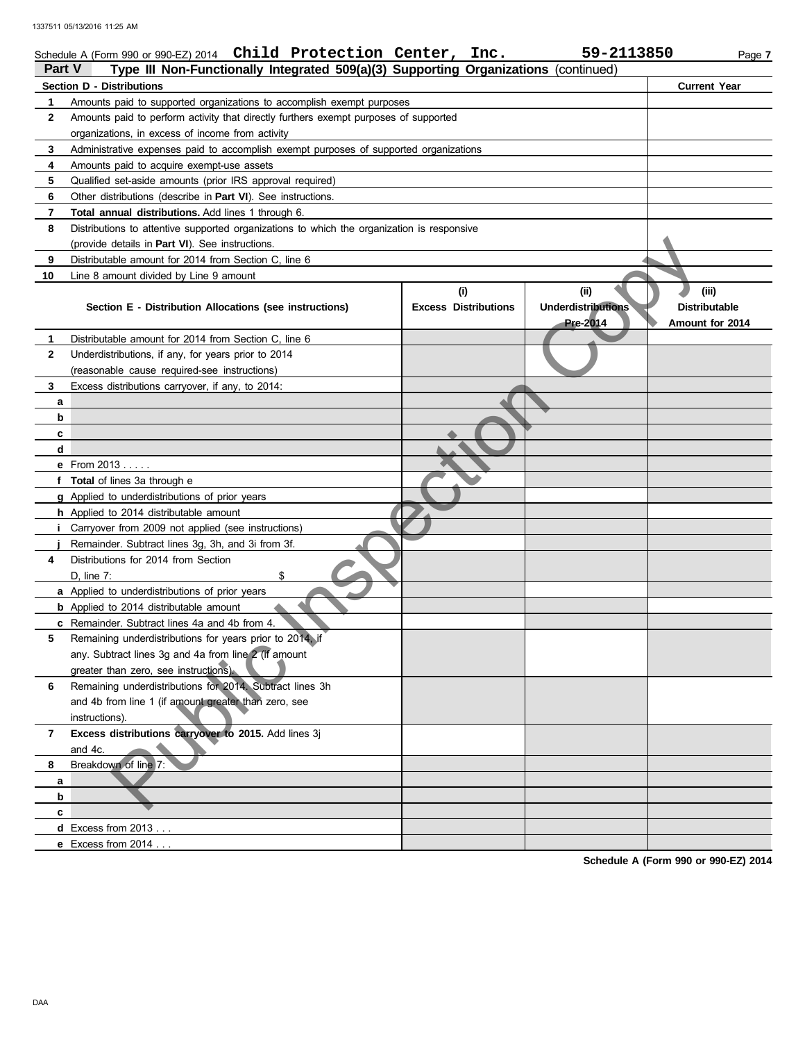1337511 05/13/2016 11:25 AM

Schedule A (Form 990 or 990-EZ) 2014 **Child Protection Center, Inc.** **59-2113850** Page **7**

## Part V Type III Non-Functionally Integrated 509(a)(3) Supporting Organizations (continued)

| **Section D - Distributions** | | **Current Year** |
|---|---|---|
| **1** | Amounts paid to supported organizations to accomplish exempt purposes | |
| **2** | Amounts paid to perform activity that directly furthers exempt purposes of supported organizations, in excess of income from activity | |
| **3** | Administrative expenses paid to accomplish exempt purposes of supported organizations | |
| **4** | Amounts paid to acquire exempt-use assets | |
| **5** | Qualified set-aside amounts (prior IRS approval required) | |
| **6** | Other distributions (describe in **Part VI**). See instructions. | |
| **7** | **Total annual distributions.** Add lines 1 through 6. | |
| **8** | Distributions to attentive supported organizations to which the organization is responsive (provide details in **Part VI**). See instructions. | |
| **9** | Distributable amount for 2014 from Section C, line 6 | |
| **10** | Line 8 amount divided by Line 9 amount | |

| | **Section E - Distribution Allocations (see instructions)** | **(i) Excess Distributions** | **(ii) Underdistributions Pre-2014** | **(iii) Distributable Amount for 2014** |
|---|---|---|---|---|
| **1** | Distributable amount for 2014 from Section C, line 6 | | | |
| **2** | Underdistributions, if any, for years prior to 2014 (reasonable cause required-see instructions) | | | |
| **3** | Excess distributions carryover, if any, to 2014: | | | |
| **a** | | | | |
| **b** | | | | |
| **c** | | | | |
| **d** | | | | |
| **e** | From 2013 . . . . . | | | |
| **f** | **Total** of lines 3a through e | | | |
| **g** | Applied to underdistributions of prior years | | | |
| **h** | Applied to 2014 distributable amount | | | |
| **i** | Carryover from 2009 not applied (see instructions) | | | |
| **j** | Remainder. Subtract lines 3g, 3h, and 3i from 3f. | | | |
| **4** | Distributions for 2014 from Section D, line 7: $ | | | |
| **a** | Applied to underdistributions of prior years | | | |
| **b** | Applied to 2014 distributable amount | | | |
| **c** | Remainder. Subtract lines 4a and 4b from 4. | | | |
| **5** | Remaining underdistributions for years prior to 2014, if any. Subtract lines 3g and 4a from line 2 (if amount greater than zero, see instructions). | | | |
| **6** | Remaining underdistributions for 2014. Subtract lines 3h and 4b from line 1 (if amount greater than zero, see instructions). | | | |
| **7** | **Excess distributions carryover to 2015.** Add lines 3j and 4c. | | | |
| **8** | Breakdown of line 7: | | | |
| **a** | | | | |
| **b** | | | | |
| **c** | | | | |
| **d** | Excess from 2013 . . . | | | |
| **e** | Excess from 2014 . . . | | | |

**Schedule A (Form 990 or 990-EZ) 2014**

DAA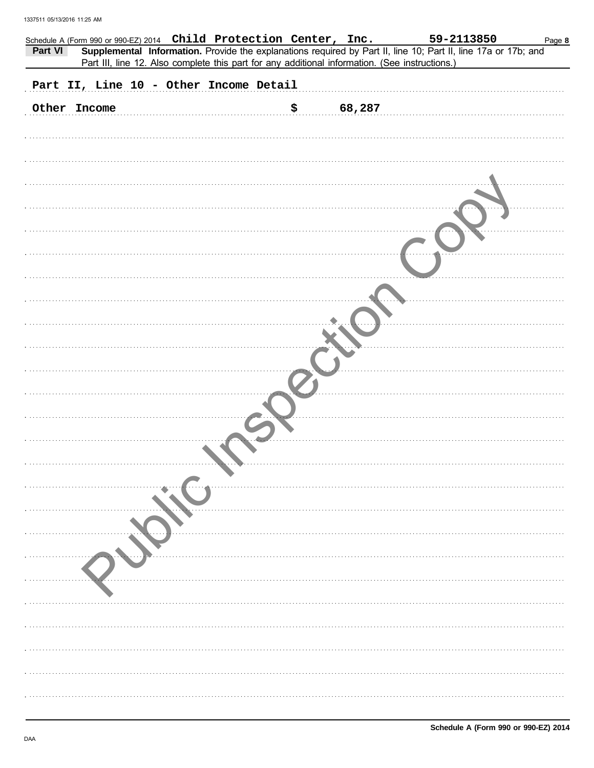Schedule A (Form 990 or 990-EZ) 2014 **Child Protection Center, Inc.** **59-2113850**

**Part VI** **Supplemental Information.** Provide the explanations required by Part II, line 10; Part II, line 17a or 17b; and Part III, line 12. Also complete this part for any additional information. (See instructions.)

Part II, Line 10 - Other Income Detail

| Other Income | $ 68,287 |
|---|---|

Public Inspection Copy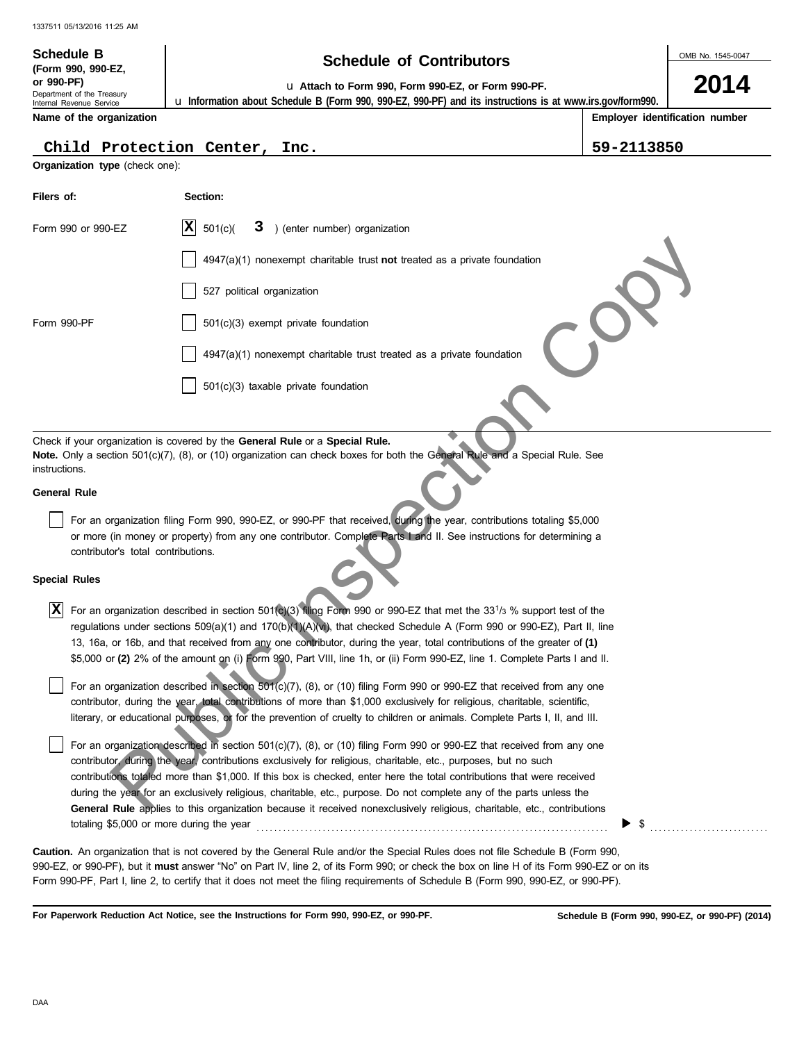1337511 05/13/2016 11:25 AM

**Schedule B (Form 990, 990-EZ, or 990-PF)**
Department of the Treasury
Internal Revenue Service

# Schedule of Contributors

u Attach to Form 990, Form 990-EZ, or Form 990-PF.
u Information about Schedule B (Form 990, 990-EZ, 990-PF) and its instructions is at www.irs.gov/form990.

OMB No. 1545-0047

**2014**

| Name of the organization | Employer identification number |
|---|---|
| Child Protection Center, Inc. | 59-2113850 |

**Organization type** (check one):

| Filers of: | Section: |
|---|---|
| Form 990 or 990-EZ | [X] 501(c)( 3 ) (enter number) organization |
| | [ ] 4947(a)(1) nonexempt charitable trust **not** treated as a private foundation |
| | [ ] 527 political organization |
| Form 990-PF | [ ] 501(c)(3) exempt private foundation |
| | [ ] 4947(a)(1) nonexempt charitable trust treated as a private foundation |
| | [ ] 501(c)(3) taxable private foundation |

Check if your organization is covered by the **General Rule** or a **Special Rule.**
**Note.** Only a section 501(c)(7), (8), or (10) organization can check boxes for both the General Rule and a Special Rule. See instructions.

**General Rule**

[ ] For an organization filing Form 990, 990-EZ, or 990-PF that received, during the year, contributions totaling $5,000 or more (in money or property) from any one contributor. Complete Parts I and II. See instructions for determining a contributor's total contributions.

**Special Rules**

[X] For an organization described in section 501(c)(3) filing Form 990 or 990-EZ that met the 33 1/3 % support test of the regulations under sections 509(a)(1) and 170(b)(1)(A)(vi), that checked Schedule A (Form 990 or 990-EZ), Part II, line 13, 16a, or 16b, and that received from any one contributor, during the year, total contributions of the greater of **(1)** $5,000 or **(2)** 2% of the amount on (i) Form 990, Part VIII, line 1h, or (ii) Form 990-EZ, line 1. Complete Parts I and II.

[ ] For an organization described in section 501(c)(7), (8), or (10) filing Form 990 or 990-EZ that received from any one contributor, during the year, total contributions of more than $1,000 exclusively for religious, charitable, scientific, literary, or educational purposes, or for the prevention of cruelty to children or animals. Complete Parts I, II, and III.

[ ] For an organization described in section 501(c)(7), (8), or (10) filing Form 990 or 990-EZ that received from any one contributor, during the year, contributions exclusively for religious, charitable, etc., purposes, but no such contributions totaled more than $1,000. If this box is checked, enter here the total contributions that were received during the year for an exclusively religious, charitable, etc., purpose. Do not complete any of the parts unless the **General Rule** applies to this organization because it received nonexclusively religious, charitable, etc., contributions totaling $5,000 or more during the year . . . . . . . . . . . . ▶ $ . . . . . . . . .

**Caution.** An organization that is not covered by the General Rule and/or the Special Rules does not file Schedule B (Form 990, 990-EZ, or 990-PF), but it **must** answer "No" on Part IV, line 2, of its Form 990; or check the box on line H of its Form 990-EZ or on its Form 990-PF, Part I, line 2, to certify that it does not meet the filing requirements of Schedule B (Form 990, 990-EZ, or 990-PF).

**For Paperwork Reduction Act Notice, see the Instructions for Form 990, 990-EZ, or 990-PF.** **Schedule B (Form 990, 990-EZ, or 990-PF) (2014)**

DAA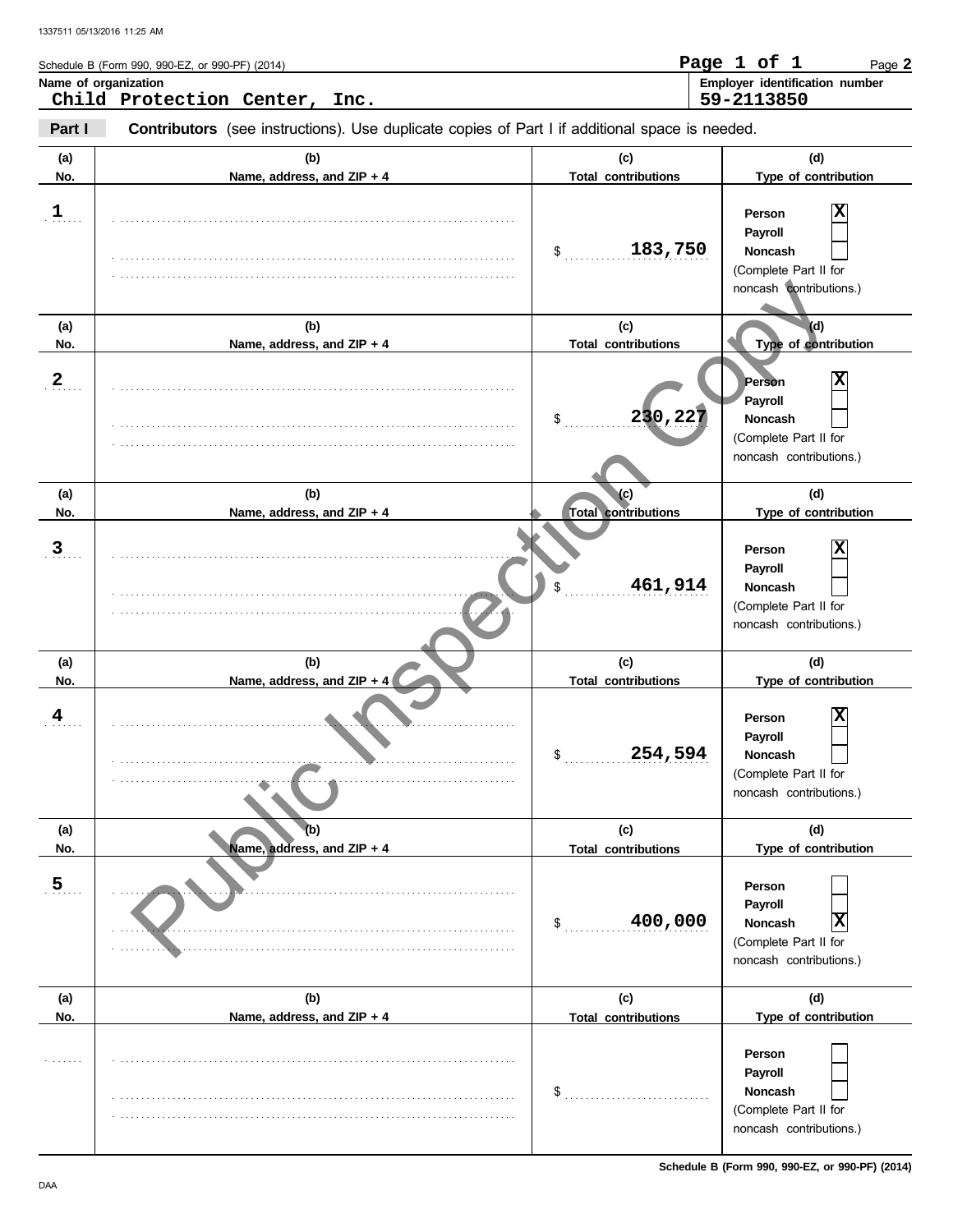1337511 05/13/2016 11:25 AM

Schedule B (Form 990, 990-EZ, or 990-PF) (2014) **Page 1 of 1** Page **2**

**Name of organization**
Child Protection Center, Inc.

**Employer identification number**
59-2113850

**Part I** **Contributors** (see instructions). Use duplicate copies of Part I if additional space is needed.

| (a) No. | (b) Name, address, and ZIP + 4 | (c) Total contributions | (d) Type of contribution |
|---|---|---|---|
| 1 | | $ 183,750 | Person [X] Payroll [ ] Noncash [ ] (Complete Part II for noncash contributions.) |
| 2 | | $ 230,227 | Person [X] Payroll [ ] Noncash [ ] (Complete Part II for noncash contributions.) |
| 3 | | $ 461,914 | Person [X] Payroll [ ] Noncash [ ] (Complete Part II for noncash contributions.) |
| 4 | | $ 254,594 | Person [X] Payroll [ ] Noncash [ ] (Complete Part II for noncash contributions.) |
| 5 | | $ 400,000 | Person [ ] Payroll [ ] Noncash [X] (Complete Part II for noncash contributions.) |
| | | $ | Person [ ] Payroll [ ] Noncash [ ] (Complete Part II for noncash contributions.) |

Public Inspection Copy

**Schedule B (Form 990, 990-EZ, or 990-PF) (2014)**

DAA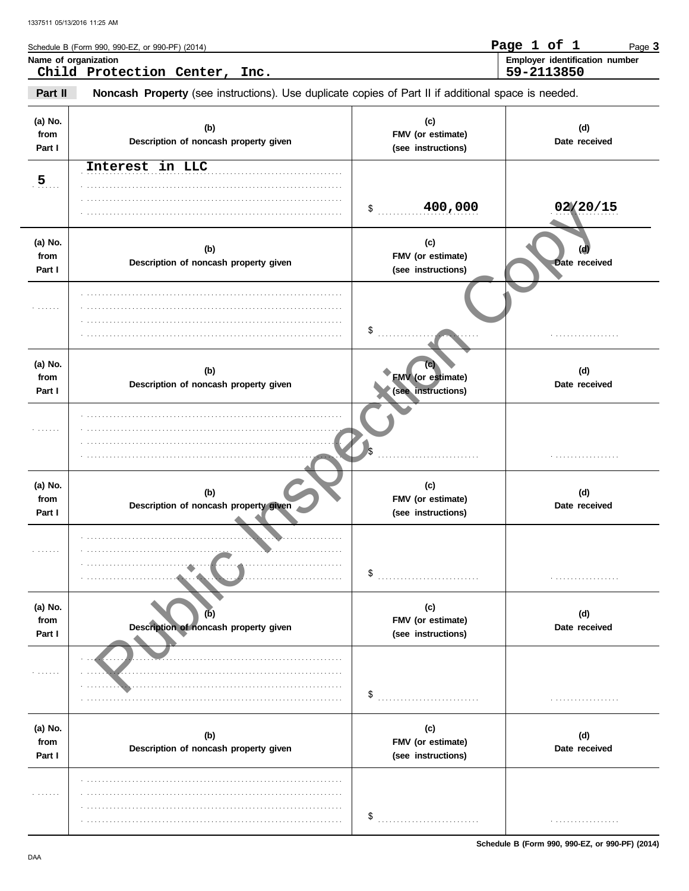Schedule B (Form 990, 990-EZ, or 990-PF) (2014)

**Name of organization**
Child Protection Center, Inc.

**Employer identification number**
59-2113850

**Part II** **Noncash Property** (see instructions). Use duplicate copies of Part II if additional space is needed.

| (a) No. from Part I | (b) Description of noncash property given | (c) FMV (or estimate) (see instructions) | (d) Date received |
|---|---|---|---|
| 5 | Interest in LLC | $ 400,000 | 02/20/15 |

| (a) No. from Part I | (b) Description of noncash property given | (c) FMV (or estimate) (see instructions) | (d) Date received |
|---|---|---|---|
| | | $ | |

| (a) No. from Part I | (b) Description of noncash property given | (c) FMV (or estimate) (see instructions) | (d) Date received |
|---|---|---|---|
| | | $ | |

| (a) No. from Part I | (b) Description of noncash property given | (c) FMV (or estimate) (see instructions) | (d) Date received |
|---|---|---|---|
| | | $ | |

| (a) No. from Part I | (b) Description of noncash property given | (c) FMV (or estimate) (see instructions) | (d) Date received |
|---|---|---|---|
| | | $ | |

| (a) No. from Part I | (b) Description of noncash property given | (c) FMV (or estimate) (see instructions) | (d) Date received |
|---|---|---|---|
| | | $ | |

Public Inspection Copy

Schedule B (Form 990, 990-EZ, or 990-PF) (2014)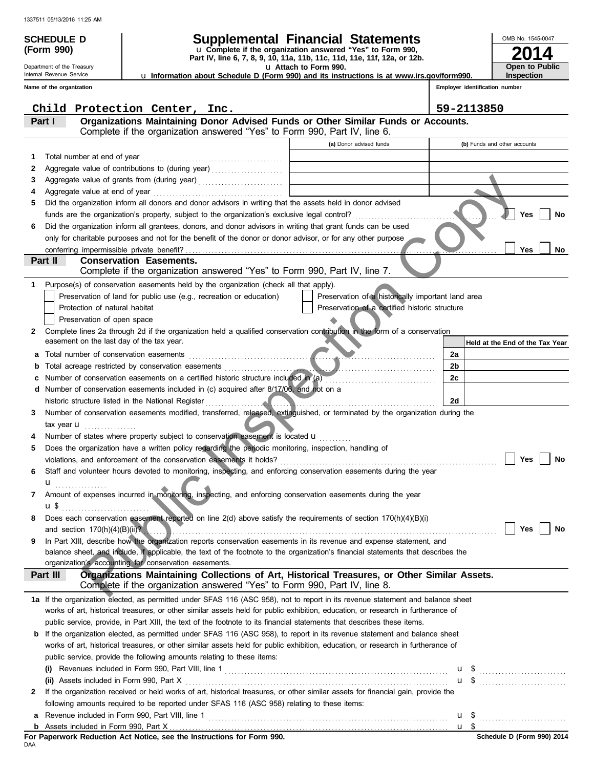1337511 05/13/2016 11:25 AM

**SCHEDULE D (Form 990)**

Department of the Treasury
Internal Revenue Service

# Supplemental Financial Statements

u Complete if the organization answered "Yes" to Form 990, Part IV, line 6, 7, 8, 9, 10, 11a, 11b, 11c, 11d, 11e, 11f, 12a, or 12b.
u Attach to Form 990.
u Information about Schedule D (Form 990) and its instructions is at www.irs.gov/form990.

OMB No. 1545-0047
**2014**
**Open to Public Inspection**

Name of the organization: Child Protection Center, Inc.
Employer identification number: 59-2113850

## Part I Organizations Maintaining Donor Advised Funds or Other Similar Funds or Accounts.
Complete if the organization answered "Yes" to Form 990, Part IV, line 6.

| | | (a) Donor advised funds | (b) Funds and other accounts |
|---|---|---|---|
| 1 | Total number at end of year | | |
| 2 | Aggregate value of contributions to (during year) | | |
| 3 | Aggregate value of grants from (during year) | | |
| 4 | Aggregate value at end of year | | |

5 Did the organization inform all donors and donor advisors in writing that the assets held in donor advised funds are the organization's property, subject to the organization's exclusive legal control? ☐ Yes ☐ No

6 Did the organization inform all grantees, donors, and donor advisors in writing that grant funds can be used only for charitable purposes and not for the benefit of the donor or donor advisor, or for any other purpose conferring impermissible private benefit? ☐ Yes ☐ No

## Part II Conservation Easements.
Complete if the organization answered "Yes" to Form 990, Part IV, line 7.

1 Purpose(s) of conservation easements held by the organization (check all that apply).
- ☐ Preservation of land for public use (e.g., recreation or education)
- ☐ Preservation of a historically important land area
- ☐ Protection of natural habitat
- ☐ Preservation of a certified historic structure
- ☐ Preservation of open space

2 Complete lines 2a through 2d if the organization held a qualified conservation contribution in the form of a conservation easement on the last day of the tax year.

| | | | Held at the End of the Tax Year |
|---|---|---|---|
| a | Total number of conservation easements | 2a | |
| b | Total acreage restricted by conservation easements | 2b | |
| c | Number of conservation easements on a certified historic structure included in (a) | 2c | |
| d | Number of conservation easements included in (c) acquired after 8/17/06, and not on a historic structure listed in the National Register | 2d | |

3 Number of conservation easements modified, transferred, released, extinguished, or terminated by the organization during the tax year u

4 Number of states where property subject to conservation easement is located u

5 Does the organization have a written policy regarding the periodic monitoring, inspection, handling of violations, and enforcement of the conservation easements it holds? ☐ Yes ☐ No

6 Staff and volunteer hours devoted to monitoring, inspecting, and enforcing conservation easements during the year u

7 Amount of expenses incurred in monitoring, inspecting, and enforcing conservation easements during the year u $

8 Does each conservation easement reported on line 2(d) above satisfy the requirements of section 170(h)(4)(B)(i) and section 170(h)(4)(B)(ii)? ☐ Yes ☐ No

9 In Part XIII, describe how the organization reports conservation easements in its revenue and expense statement, and balance sheet, and include, if applicable, the text of the footnote to the organization's financial statements that describes the organization's accounting for conservation easements.

## Part III Organizations Maintaining Collections of Art, Historical Treasures, or Other Similar Assets.
Complete if the organization answered "Yes" to Form 990, Part IV, line 8.

1a If the organization elected, as permitted under SFAS 116 (ASC 958), not to report in its revenue statement and balance sheet works of art, historical treasures, or other similar assets held for public exhibition, education, or research in furtherance of public service, provide, in Part XIII, the text of the footnote to its financial statements that describes these items.

b If the organization elected, as permitted under SFAS 116 (ASC 958), to report in its revenue statement and balance sheet works of art, historical treasures, or other similar assets held for public exhibition, education, or research in furtherance of public service, provide the following amounts relating to these items:

(i) Revenues included in Form 990, Part VIII, line 1 u $

(ii) Assets included in Form 990, Part X u $

2 If the organization received or held works of art, historical treasures, or other similar assets for financial gain, provide the following amounts required to be reported under SFAS 116 (ASC 958) relating to these items:

a Revenue included in Form 990, Part VIII, line 1 u $

b Assets included in Form 990, Part X u $

**For Paperwork Reduction Act Notice, see the Instructions for Form 990.**

DAA **Schedule D (Form 990) 2014**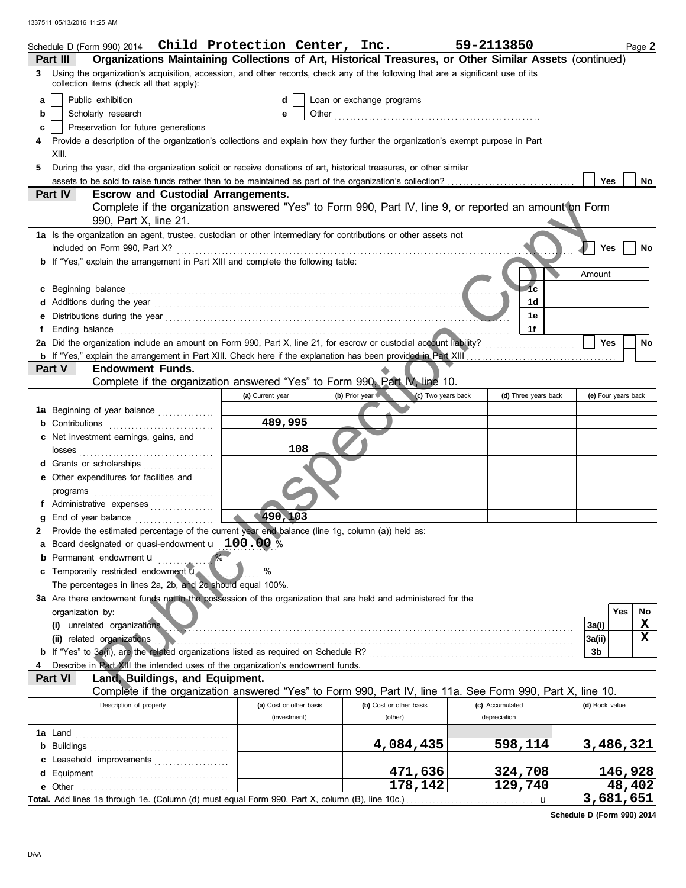1337511 05/13/2016 11:25 AM

Schedule D (Form 990) 2014 **Child Protection Center, Inc.** **59-2113850** Page **2**

## Part III Organizations Maintaining Collections of Art, Historical Treasures, or Other Similar Assets (continued)

**3** Using the organization's acquisition, accession, and other records, check any of the following that are a significant use of its collection items (check all that apply):

- **a** ☐ Public exhibition
- **b** ☐ Scholarly research
- **c** ☐ Preservation for future generations
- **d** ☐ Loan or exchange programs
- **e** ☐ Other

**4** Provide a description of the organization's collections and explain how they further the organization's exempt purpose in Part XIII.

**5** During the year, did the organization solicit or receive donations of art, historical treasures, or other similar assets to be sold to raise funds rather than to be maintained as part of the organization's collection? ☐ Yes ☐ No

## Part IV Escrow and Custodial Arrangements.

Complete if the organization answered "Yes" to Form 990, Part IV, line 9, or reported an amount on Form 990, Part X, line 21.

**1a** Is the organization an agent, trustee, custodian or other intermediary for contributions or other assets not included on Form 990, Part X? ☐ Yes ☐ No

**b** If "Yes," explain the arrangement in Part XIII and complete the following table:

| | | Amount |
|---|---|---|
| **c** Beginning balance | 1c | |
| **d** Additions during the year | 1d | |
| **e** Distributions during the year | 1e | |
| **f** Ending balance | 1f | |

**2a** Did the organization include an amount on Form 990, Part X, line 21, for escrow or custodial account liability? ☐ Yes ☐ No

**b** If "Yes," explain the arrangement in Part XIII. Check here if the explanation has been provided in Part XIII ☐

## Part V Endowment Funds.

Complete if the organization answered "Yes" to Form 990, Part IV, line 10.

| | (a) Current year | (b) Prior year | (c) Two years back | (d) Three years back | (e) Four years back |
|---|---|---|---|---|---|
| **1a** Beginning of year balance | | | | | |
| **b** Contributions | 489,995 | | | | |
| **c** Net investment earnings, gains, and losses | 108 | | | | |
| **d** Grants or scholarships | | | | | |
| **e** Other expenditures for facilities and programs | | | | | |
| **f** Administrative expenses | | | | | |
| **g** End of year balance | 490,103 | | | | |

**2** Provide the estimated percentage of the current year end balance (line 1g, column (a)) held as:

- **a** Board designated or quasi-endowment **100.00** %
- **b** Permanent endowment %
- **c** Temporarily restricted endowment %

The percentages in lines 2a, 2b, and 2c should equal 100%.

**3a** Are there endowment funds not in the possession of the organization that are held and administered for the organization by:

| | | Yes | No |
|---|---|---|---|
| (i) unrelated organizations | 3a(i) | | X |
| (ii) related organizations | 3a(ii) | | X |
| **b** If "Yes" to 3a(ii), are the related organizations listed as required on Schedule R? | 3b | | |

**4** Describe in Part XIII the intended uses of the organization's endowment funds.

## Part VI Land, Buildings, and Equipment.

Complete if the organization answered "Yes" to Form 990, Part IV, line 11a. See Form 990, Part X, line 10.

| Description of property | (a) Cost or other basis (investment) | (b) Cost or other basis (other) | (c) Accumulated depreciation | (d) Book value |
|---|---|---|---|---|
| **1a** Land | | | | |
| **b** Buildings | | 4,084,435 | 598,114 | 3,486,321 |
| **c** Leasehold improvements | | | | |
| **d** Equipment | | 471,636 | 324,708 | 146,928 |
| **e** Other | | 178,142 | 129,740 | 48,402 |
| **Total.** Add lines 1a through 1e. (Column (d) must equal Form 990, Part X, column (B), line 10c.) | | | | 3,681,651 |

**Schedule D (Form 990) 2014**

DAA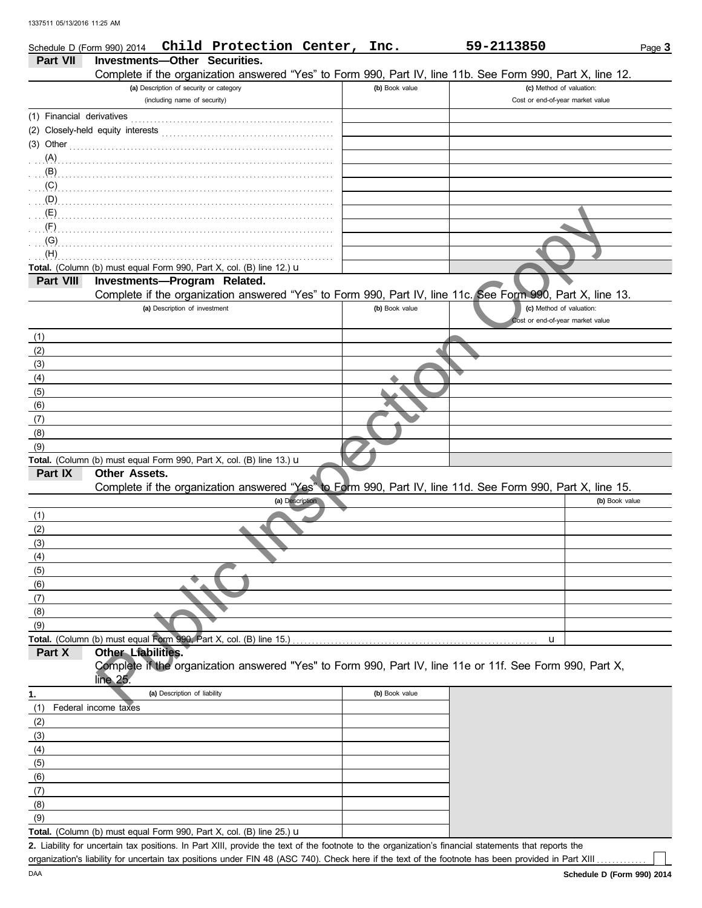Schedule D (Form 990) 2014 Child Protection Center, Inc. 59-2113850

## Part VII Investments—Other Securities.

Complete if the organization answered "Yes" to Form 990, Part IV, line 11b. See Form 990, Part X, line 12.

| (a) Description of security or category (including name of security) | (b) Book value | (c) Method of valuation: Cost or end-of-year market value |
|---|---|---|
| (1) Financial derivatives | | |
| (2) Closely-held equity interests | | |
| (3) Other | | |
| (A) | | |
| (B) | | |
| (C) | | |
| (D) | | |
| (E) | | |
| (F) | | |
| (G) | | |
| (H) | | |
| **Total.** (Column (b) must equal Form 990, Part X, col. (B) line 12.) u | | |

## Part VIII Investments—Program Related.

Complete if the organization answered "Yes" to Form 990, Part IV, line 11c. See Form 990, Part X, line 13.

| (a) Description of investment | (b) Book value | (c) Method of valuation: Cost or end-of-year market value |
|---|---|---|
| (1) | | |
| (2) | | |
| (3) | | |
| (4) | | |
| (5) | | |
| (6) | | |
| (7) | | |
| (8) | | |
| (9) | | |
| **Total.** (Column (b) must equal Form 990, Part X, col. (B) line 13.) u | | |

## Part IX Other Assets.

Complete if the organization answered "Yes" to Form 990, Part IV, line 11d. See Form 990, Part X, line 15.

| (a) Description | (b) Book value |
|---|---|
| (1) | |
| (2) | |
| (3) | |
| (4) | |
| (5) | |
| (6) | |
| (7) | |
| (8) | |
| (9) | |
| **Total.** (Column (b) must equal Form 990, Part X, col. (B) line 15.) u | |

## Part X Other Liabilities.

Complete if the organization answered "Yes" to Form 990, Part IV, line 11e or 11f. See Form 990, Part X, line 25.

| 1. (a) Description of liability | (b) Book value |
|---|---|
| (1) Federal income taxes | |
| (2) | |
| (3) | |
| (4) | |
| (5) | |
| (6) | |
| (7) | |
| (8) | |
| (9) | |
| **Total.** (Column (b) must equal Form 990, Part X, col. (B) line 25.) u | |

**2.** Liability for uncertain tax positions. In Part XIII, provide the text of the footnote to the organization's financial statements that reports the organization's liability for uncertain tax positions under FIN 48 (ASC 740). Check here if the text of the footnote has been provided in Part XIII ☐

Schedule D (Form 990) 2014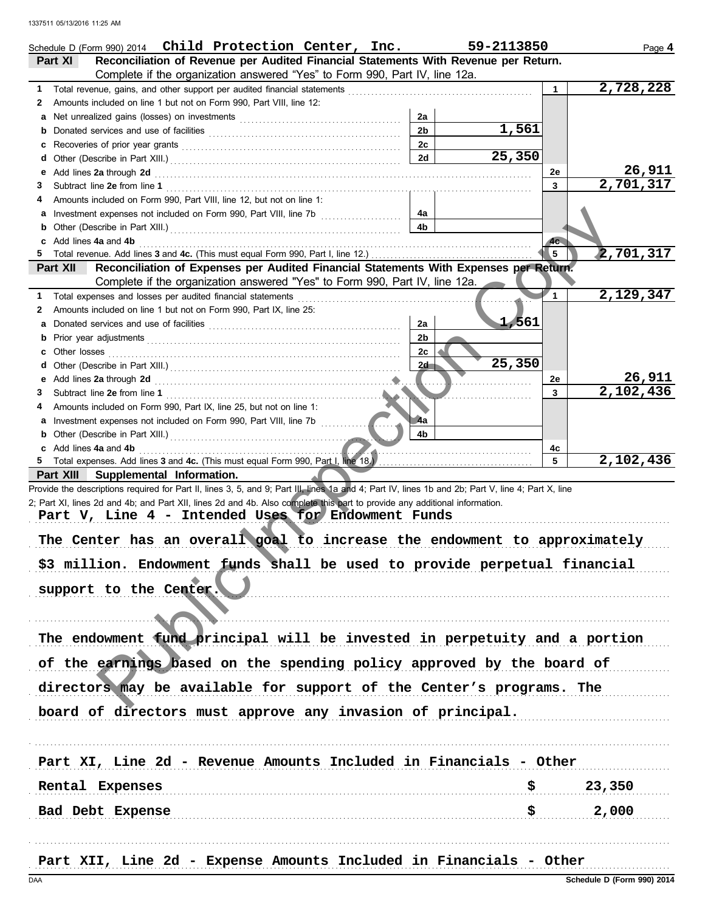1337511 05/13/2016 11:25 AM

Schedule D (Form 990) 2014 **Child Protection Center, Inc.** **59-2113850** Page **4**

## Part XI Reconciliation of Revenue per Audited Financial Statements With Revenue per Return.

Complete if the organization answered "Yes" to Form 990, Part IV, line 12a.

| | | | | | |
|---|---|---|---|---|---|
| **1** | Total revenue, gains, and other support per audited financial statements | | | 1 | 2,728,228 |
| **2** | Amounts included on line 1 but not on Form 990, Part VIII, line 12: | | | | |
| **a** | Net unrealized gains (losses) on investments | 2a | | | |
| **b** | Donated services and use of facilities | 2b | 1,561 | | |
| **c** | Recoveries of prior year grants | 2c | | | |
| **d** | Other (Describe in Part XIII.) | 2d | 25,350 | | |
| **e** | Add lines **2a** through **2d** | | | 2e | 26,911 |
| **3** | Subtract line **2e** from line **1** | | | 3 | 2,701,317 |
| **4** | Amounts included on Form 990, Part VIII, line 12, but not on line 1: | | | | |
| **a** | Investment expenses not included on Form 990, Part VIII, line 7b | 4a | | | |
| **b** | Other (Describe in Part XIII.) | 4b | | | |
| **c** | Add lines **4a** and **4b** | | | 4c | |
| **5** | Total revenue. Add lines **3** and **4c.** (This must equal Form 990, Part I, line 12.) | | | 5 | 2,701,317 |

## Part XII Reconciliation of Expenses per Audited Financial Statements With Expenses per Return.

Complete if the organization answered "Yes" to Form 990, Part IV, line 12a.

| | | | | | |
|---|---|---|---|---|---|
| **1** | Total expenses and losses per audited financial statements | | | 1 | 2,129,347 |
| **2** | Amounts included on line 1 but not on Form 990, Part IX, line 25: | | | | |
| **a** | Donated services and use of facilities | 2a | 1,561 | | |
| **b** | Prior year adjustments | 2b | | | |
| **c** | Other losses | 2c | | | |
| **d** | Other (Describe in Part XIII.) | 2d | 25,350 | | |
| **e** | Add lines **2a** through **2d** | | | 2e | 26,911 |
| **3** | Subtract line **2e** from line **1** | | | 3 | 2,102,436 |
| **4** | Amounts included on Form 990, Part IX, line 25, but not on line 1: | | | | |
| **a** | Investment expenses not included on Form 990, Part VIII, line 7b | 4a | | | |
| **b** | Other (Describe in Part XIII.) | 4b | | | |
| **c** | Add lines **4a** and **4b** | | | 4c | |
| **5** | Total expenses. Add lines **3** and **4c.** (This must equal Form 990, Part I, line 18.) | | | 5 | 2,102,436 |

## Part XIII Supplemental Information.

Provide the descriptions required for Part II, lines 3, 5, and 9; Part III, lines 1a and 4; Part IV, lines 1b and 2b; Part V, line 4; Part X, line 2; Part XI, lines 2d and 4b; and Part XII, lines 2d and 4b. Also complete this part to provide any additional information.

**Part V, Line 4 - Intended Uses for Endowment Funds**

The Center has an overall goal to increase the endowment to approximately $3 million. Endowment funds shall be used to provide perpetual financial support to the Center.

The endowment fund principal will be invested in perpetuity and a portion of the earnings based on the spending policy approved by the board of directors may be available for support of the Center's programs. The board of directors must approve any invasion of principal.

**Part XI, Line 2d - Revenue Amounts Included in Financials - Other**

| | | |
|---|---|---|
| Rental Expenses | $ | 23,350 |
| Bad Debt Expense | $ | 2,000 |

**Part XII, Line 2d - Expense Amounts Included in Financials - Other**

DAA **Schedule D (Form 990) 2014**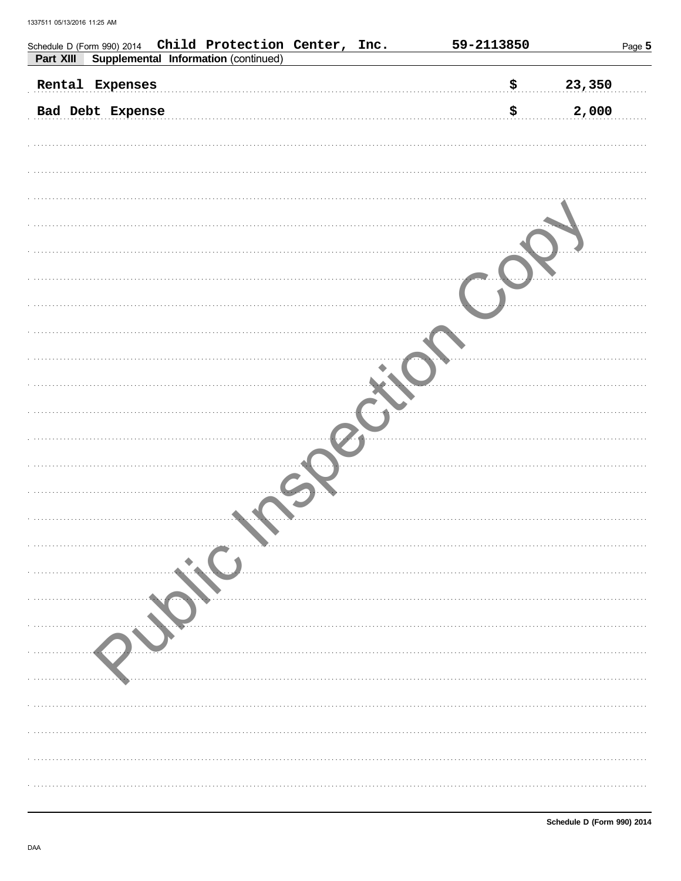Schedule D (Form 990) 2014 Child Protection Center, Inc. 59-2113850

**Part XIII Supplemental Information (continued)**

| | | |
|---|---|---|
| Rental Expenses | $ | 23,350 |
| Bad Debt Expense | $ | 2,000 |

Public Inspection Copy

Schedule D (Form 990) 2014

DAA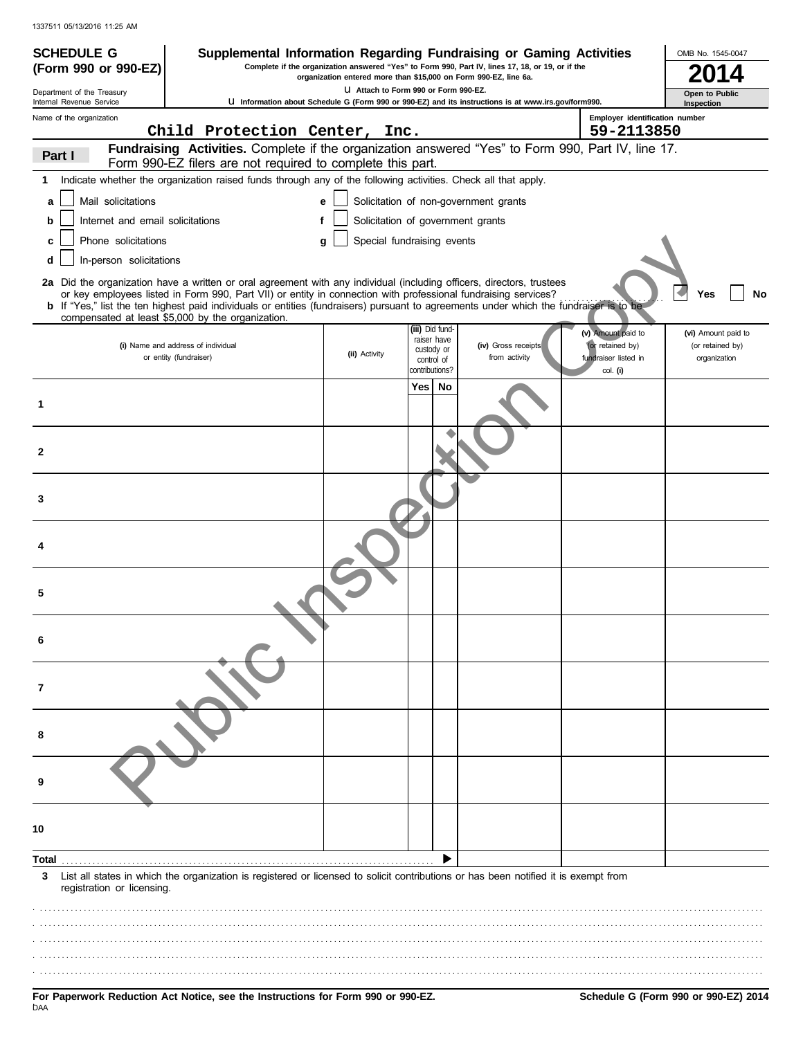1337511 05/13/2016 11:25 AM

# SCHEDULE G (Form 990 or 990-EZ)

Department of the Treasury
Internal Revenue Service

## Supplemental Information Regarding Fundraising or Gaming Activities

Complete if the organization answered "Yes" to Form 990, Part IV, lines 17, 18, or 19, or if the organization entered more than $15,000 on Form 990-EZ, line 6a.

Attach to Form 990 or 990-EZ.

Information about Schedule G (Form 990 or 990-EZ) and its instructions is at www.irs.gov/form990.

OMB No. 1545-0047

**2014**

**Open to Public Inspection**

Name of the organization: Child Protection Center, Inc.

Employer identification number: 59-2113850

**Part I** **Fundraising Activities.** Complete if the organization answered "Yes" to Form 990, Part IV, line 17. Form 990-EZ filers are not required to complete this part.

**1** Indicate whether the organization raised funds through any of the following activities. Check all that apply.

- **a** [ ] Mail solicitations
- **b** [ ] Internet and email solicitations
- **c** [ ] Phone solicitations
- **d** [ ] In-person solicitations
- **e** [ ] Solicitation of non-government grants
- **f** [ ] Solicitation of government grants
- **g** [ ] Special fundraising events

**2a** Did the organization have a written or oral agreement with any individual (including officers, directors, trustees or key employees listed in Form 990, Part VII) or entity in connection with professional fundraising services? [ ] Yes [ ] No

**b** If "Yes," list the ten highest paid individuals or entities (fundraisers) pursuant to agreements under which the fundraiser is to be compensated at least $5,000 by the organization.

| | (i) Name and address of individual or entity (fundraiser) | (ii) Activity | (iii) Did fundraiser have custody or control of contributions? Yes | No | (iv) Gross receipts from activity | (v) Amount paid to (or retained by) fundraiser listed in col. (i) | (vi) Amount paid to (or retained by) organization |
|---|---|---|---|---|---|---|---|
| 1 | | | | | | | |
| 2 | | | | | | | |
| 3 | | | | | | | |
| 4 | | | | | | | |
| 5 | | | | | | | |
| 6 | | | | | | | |
| 7 | | | | | | | |
| 8 | | | | | | | |
| 9 | | | | | | | |
| 10 | | | | | | | |
| Total | | | | ▶ | | | |

**3** List all states in which the organization is registered or licensed to solicit contributions or has been notified it is exempt from registration or licensing.

**For Paperwork Reduction Act Notice, see the Instructions for Form 990 or 990-EZ.**

DAA

**Schedule G (Form 990 or 990-EZ) 2014**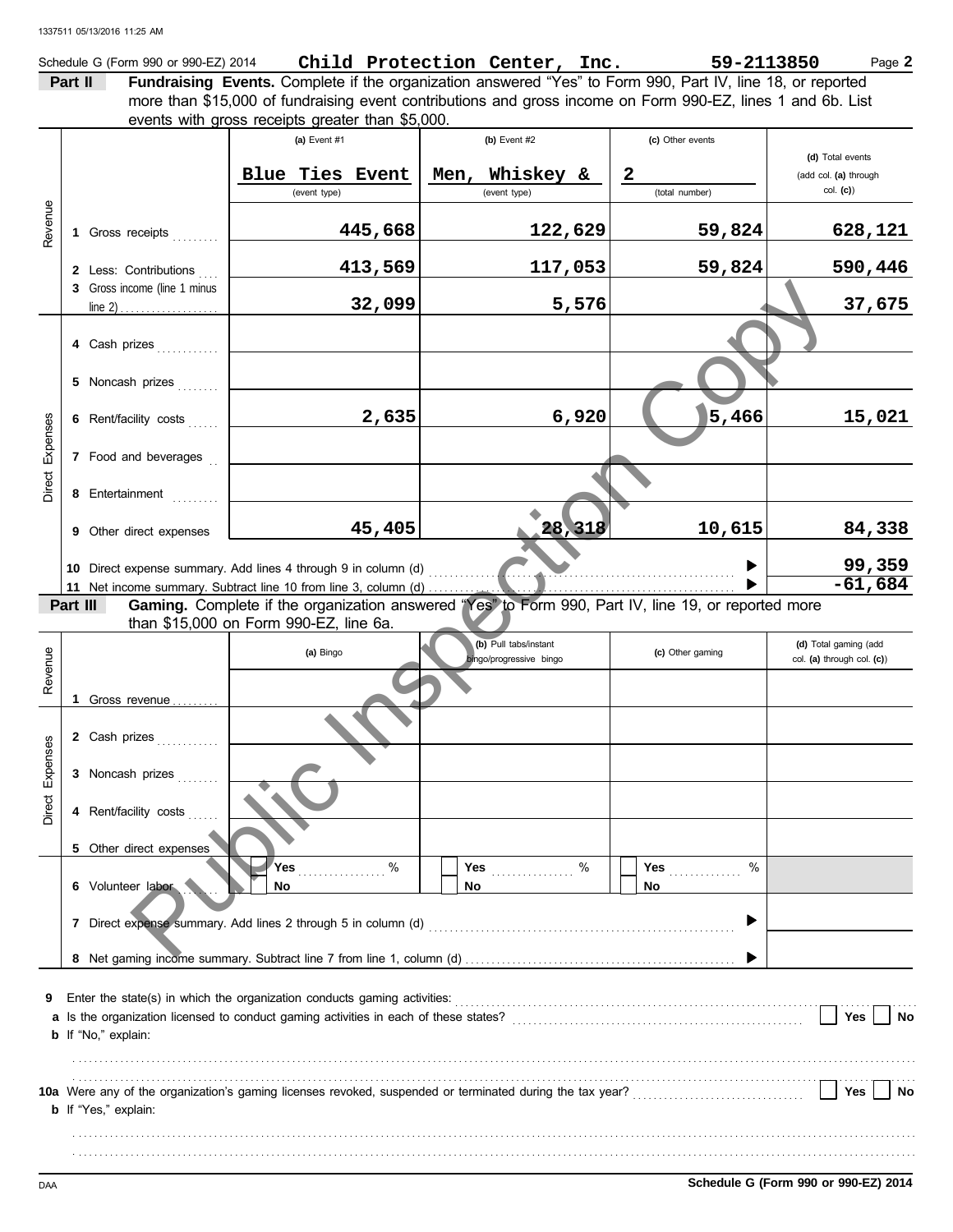Schedule G (Form 990 or 990-EZ) 2014 **Child Protection Center, Inc.** **59-2113850** Page **2**

**Part II** **Fundraising Events.** Complete if the organization answered "Yes" to Form 990, Part IV, line 18, or reported more than $15,000 of fundraising event contributions and gross income on Form 990-EZ, lines 1 and 6b. List events with gross receipts greater than $5,000.

| | | (a) Event #1 | (b) Event #2 | (c) Other events | (d) Total events (add col. (a) through col. (c)) |
|---|---|---|---|---|---|
| | | Blue Ties Event (event type) | Men, Whiskey & (event type) | 2 (total number) | |
| Revenue | 1 Gross receipts | 445,668 | 122,629 | 59,824 | 628,121 |
| | 2 Less: Contributions | 413,569 | 117,053 | 59,824 | 590,446 |
| | 3 Gross income (line 1 minus line 2) | 32,099 | 5,576 | | 37,675 |
| Direct Expenses | 4 Cash prizes | | | | |
| | 5 Noncash prizes | | | | |
| | 6 Rent/facility costs | 2,635 | 6,920 | 5,466 | 15,021 |
| | 7 Food and beverages | | | | |
| | 8 Entertainment | | | | |
| | 9 Other direct expenses | 45,405 | 28,318 | 10,615 | 84,338 |
| | 10 Direct expense summary. Add lines 4 through 9 in column (d) | | | ▶ | 99,359 |
| | 11 Net income summary. Subtract line 10 from line 3, column (d) | | | ▶ | -61,684 |

**Part III** **Gaming.** Complete if the organization answered "Yes" to Form 990, Part IV, line 19, or reported more than $15,000 on Form 990-EZ, line 6a.

| | | (a) Bingo | (b) Pull tabs/instant bingo/progressive bingo | (c) Other gaming | (d) Total gaming (add col. (a) through col. (c)) |
|---|---|---|---|---|---|
| Revenue | 1 Gross revenue | | | | |
| Direct Expenses | 2 Cash prizes | | | | |
| | 3 Noncash prizes | | | | |
| | 4 Rent/facility costs | | | | |
| | 5 Other direct expenses | | | | |
| | 6 Volunteer labor | Yes ___ % No | Yes ___ % No | Yes ___ % No | |
| | 7 Direct expense summary. Add lines 2 through 5 in column (d) | | | ▶ | |
| | 8 Net gaming income summary. Subtract line 7 from line 1, column (d) | | | ▶ | |

**9** Enter the state(s) in which the organization conducts gaming activities: ..........

**a** Is the organization licensed to conduct gaming activities in each of these states? ☐ Yes ☐ No

**b** If "No," explain:

**10a** Were any of the organization's gaming licenses revoked, suspended or terminated during the tax year? ☐ Yes ☐ No

**b** If "Yes," explain:

**Schedule G (Form 990 or 990-EZ) 2014**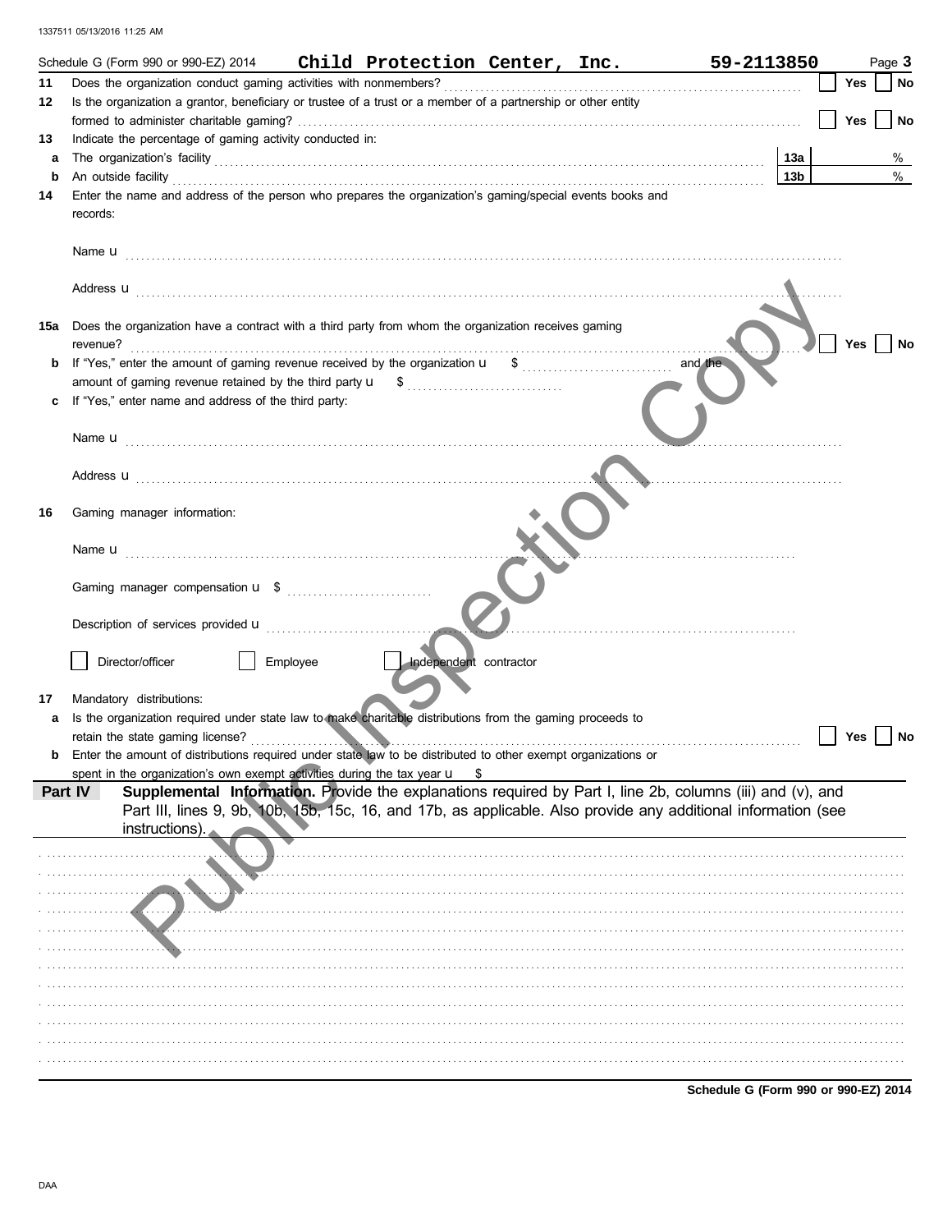Schedule G (Form 990 or 990-EZ) 2014 **Child Protection Center, Inc.** **59-2113850** Page **3**

**11** Does the organization conduct gaming activities with nonmembers? ☐ **Yes** ☐ **No**

**12** Is the organization a grantor, beneficiary or trustee of a trust or a member of a partnership or other entity formed to administer charitable gaming? ☐ **Yes** ☐ **No**

**13** Indicate the percentage of gaming activity conducted in:

**a** The organization's facility **13a** %

**b** An outside facility **13b** %

**14** Enter the name and address of the person who prepares the organization's gaming/special events books and records:

Name u

Address u

**15a** Does the organization have a contract with a third party from whom the organization receives gaming revenue? ☐ **Yes** ☐ **No**

**b** If "Yes," enter the amount of gaming revenue received by the organization u $ and the amount of gaming revenue retained by the third party u $

**c** If "Yes," enter name and address of the third party:

Name u

Address u

**16** Gaming manager information:

Name u

Gaming manager compensation u $

Description of services provided u

☐ Director/officer ☐ Employee ☐ Independent contractor

**17** Mandatory distributions:

**a** Is the organization required under state law to make charitable distributions from the gaming proceeds to retain the state gaming license? ☐ **Yes** ☐ **No**

**b** Enter the amount of distributions required under state law to be distributed to other exempt organizations or spent in the organization's own exempt activities during the tax year u $

**Part IV** **Supplemental Information.** Provide the explanations required by Part I, line 2b, columns (iii) and (v), and Part III, lines 9, 9b, 10b, 15b, 15c, 16, and 17b, as applicable. Also provide any additional information (see instructions).

**Schedule G (Form 990 or 990-EZ) 2014**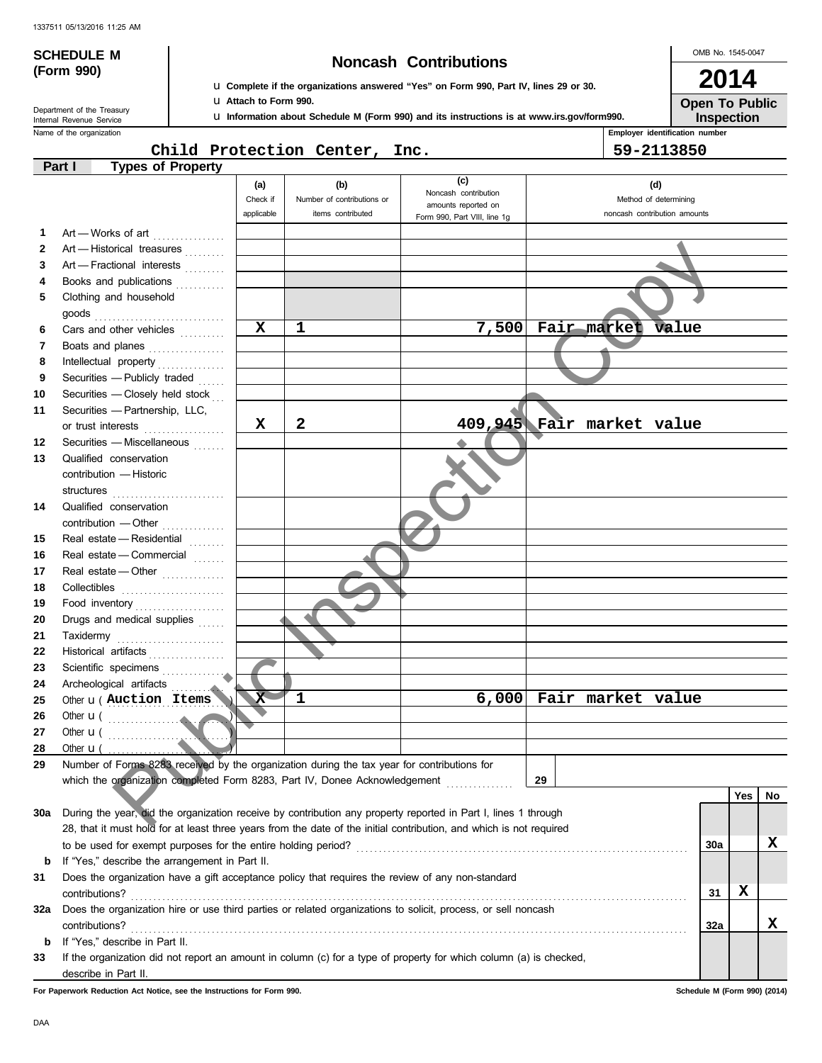1337511 05/13/2016 11:25 AM

**SCHEDULE M (Form 990)**

Department of the Treasury
Internal Revenue Service

# Noncash Contributions

u Complete if the organizations answered "Yes" on Form 990, Part IV, lines 29 or 30.
u Attach to Form 990.
u Information about Schedule M (Form 990) and its instructions is at www.irs.gov/form990.

OMB No. 1545-0047

**2014**

**Open To Public Inspection**

Name of the organization: Child Protection Center, Inc.

Employer identification number: 59-2113850

**Part I — Types of Property**

| | | (a) Check if applicable | (b) Number of contributions or items contributed | (c) Noncash contribution amounts reported on Form 990, Part VIII, line 1g | (d) Method of determining noncash contribution amounts |
|---|---|---|---|---|---|
| 1 | Art — Works of art | | | | |
| 2 | Art — Historical treasures | | | | |
| 3 | Art — Fractional interests | | | | |
| 4 | Books and publications | | | | |
| 5 | Clothing and household goods | | | | |
| 6 | Cars and other vehicles | X | 1 | 7,500 | Fair market value |
| 7 | Boats and planes | | | | |
| 8 | Intellectual property | | | | |
| 9 | Securities — Publicly traded | | | | |
| 10 | Securities — Closely held stock | | | | |
| 11 | Securities — Partnership, LLC, or trust interests | X | 2 | 409,945 | Fair market value |
| 12 | Securities — Miscellaneous | | | | |
| 13 | Qualified conservation contribution — Historic structures | | | | |
| 14 | Qualified conservation contribution — Other | | | | |
| 15 | Real estate — Residential | | | | |
| 16 | Real estate — Commercial | | | | |
| 17 | Real estate — Other | | | | |
| 18 | Collectibles | | | | |
| 19 | Food inventory | | | | |
| 20 | Drugs and medical supplies | | | | |
| 21 | Taxidermy | | | | |
| 22 | Historical artifacts | | | | |
| 23 | Scientific specimens | | | | |
| 24 | Archeological artifacts | | | | |
| 25 | Other u ( Auction Items ) | X | 1 | 6,000 | Fair market value |
| 26 | Other u ( ) | | | | |
| 27 | Other u ( ) | | | | |
| 28 | Other u ( ) | | | | |

29 Number of Forms 8283 received by the organization during the tax year for contributions for which the organization completed Form 8283, Part IV, Donee Acknowledgement ... **29**

| | | | Yes | No |
|---|---|---|---|---|
| 30a | During the year, did the organization receive by contribution any property reported in Part I, lines 1 through 28, that it must hold for at least three years from the date of the initial contribution, and which is not required to be used for exempt purposes for the entire holding period? | 30a | | X |
| b | If "Yes," describe the arrangement in Part II. | | | |
| 31 | Does the organization have a gift acceptance policy that requires the review of any non-standard contributions? | 31 | X | |
| 32a | Does the organization hire or use third parties or related organizations to solicit, process, or sell noncash contributions? | 32a | | X |
| b | If "Yes," describe in Part II. | | | |
| 33 | If the organization did not report an amount in column (c) for a type of property for which column (a) is checked, describe in Part II. | | | |

For Paperwork Reduction Act Notice, see the Instructions for Form 990.

Schedule M (Form 990) (2014)

DAA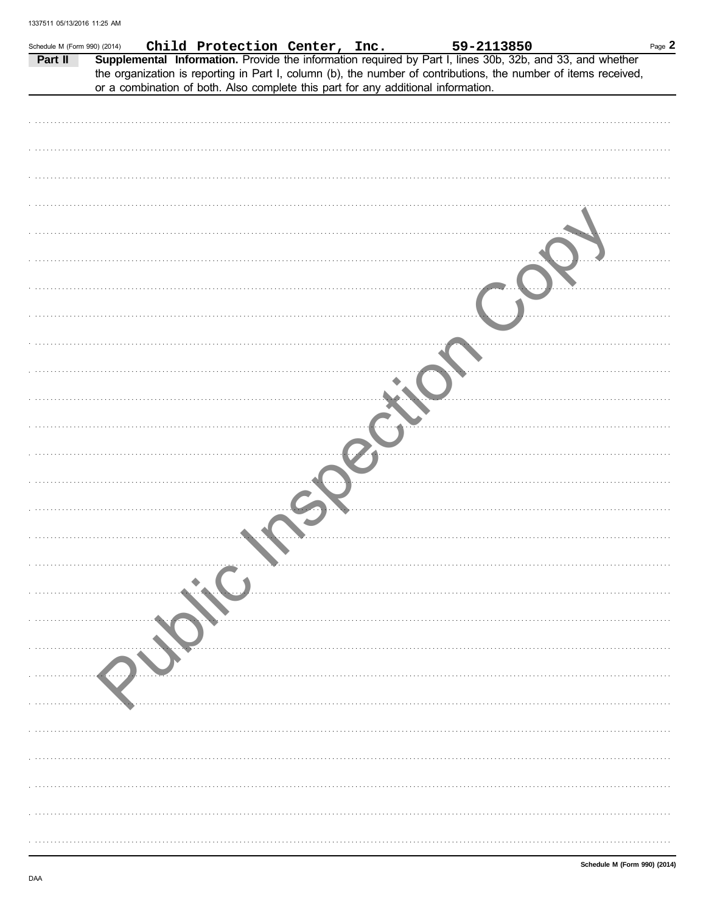Schedule M (Form 990) (2014) Child Protection Center, Inc. 59-2113850

**Part II** **Supplemental Information.** Provide the information required by Part I, lines 30b, 32b, and 33, and whether the organization is reporting in Part I, column (b), the number of contributions, the number of items received, or a combination of both. Also complete this part for any additional information.

Public Inspection Copy

**Schedule M (Form 990) (2014)**

DAA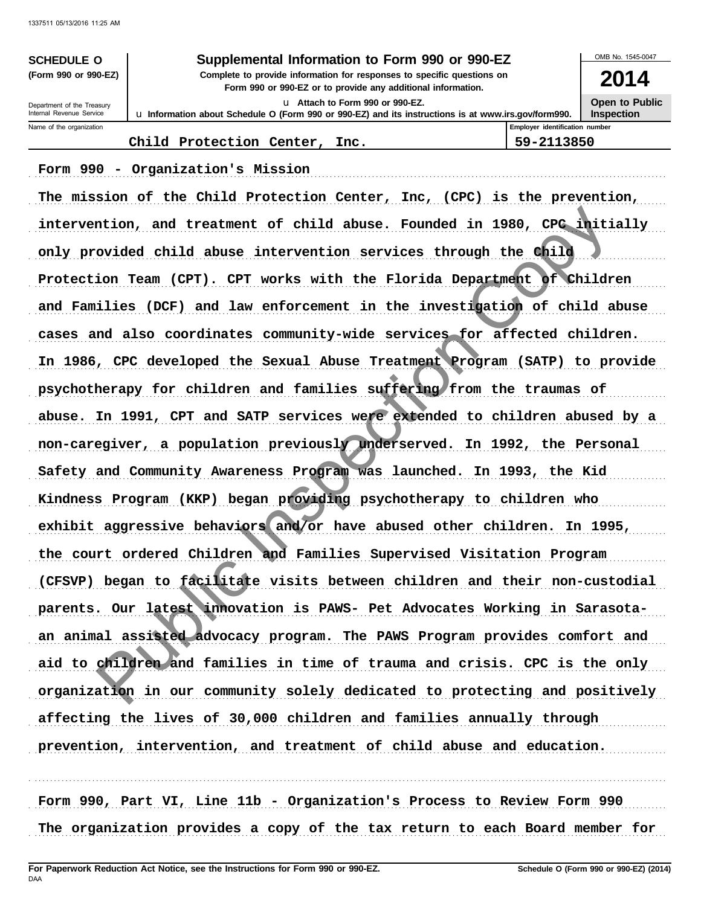**SCHEDULE O**
**(Form 990 or 990-EZ)**

Department of the Treasury
Internal Revenue Service

# Supplemental Information to Form 990 or 990-EZ

**Complete to provide information for responses to specific questions on Form 990 or 990-EZ or to provide any additional information.**

u Attach to Form 990 or 990-EZ.

u Information about Schedule O (Form 990 or 990-EZ) and its instructions is at www.irs.gov/form990.

OMB No. 1545-0047

**2014**

**Open to Public Inspection**

| Name of the organization | Employer identification number |
|---|---|
| Child Protection Center, Inc. | 59-2113850 |

Form 990 - Organization's Mission

The mission of the Child Protection Center, Inc, (CPC) is the prevention, intervention, and treatment of child abuse. Founded in 1980, CPC initially only provided child abuse intervention services through the Child Protection Team (CPT). CPT works with the Florida Department of Children and Families (DCF) and law enforcement in the investigation of child abuse cases and also coordinates community-wide services for affected children. In 1986, CPC developed the Sexual Abuse Treatment Program (SATP) to provide psychotherapy for children and families suffering from the traumas of abuse. In 1991, CPT and SATP services were extended to children abused by a non-caregiver, a population previously underserved. In 1992, the Personal Safety and Community Awareness Program was launched. In 1993, the Kid Kindness Program (KKP) began providing psychotherapy to children who exhibit aggressive behaviors and/or have abused other children. In 1995, the court ordered Children and Families Supervised Visitation Program (CFSVP) began to facilitate visits between children and their non-custodial parents. Our latest innovation is PAWS- Pet Advocates Working in Sarasota- an animal assisted advocacy program. The PAWS Program provides comfort and aid to children and families in time of trauma and crisis. CPC is the only organization in our community solely dedicated to protecting and positively affecting the lives of 30,000 children and families annually through prevention, intervention, and treatment of child abuse and education.

Form 990, Part VI, Line 11b - Organization's Process to Review Form 990

The organization provides a copy of the tax return to each Board member for

**For Paperwork Reduction Act Notice, see the Instructions for Form 990 or 990-EZ.**
DAA
**Schedule O (Form 990 or 990-EZ) (2014)**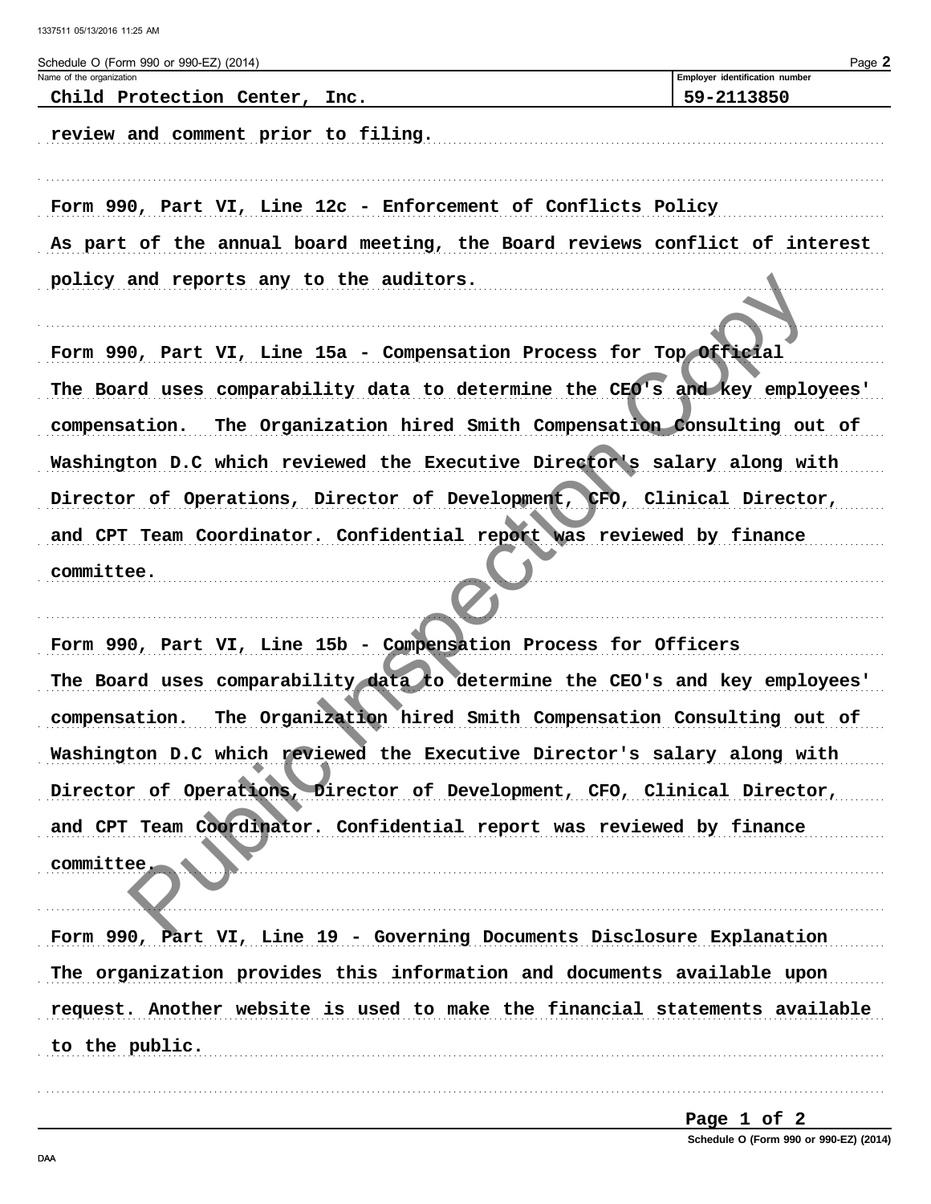Schedule O (Form 990 or 990-EZ) (2014)

| Name of the organization | Employer identification number |
| --- | --- |
| Child Protection Center, Inc. | 59-2113850 |

review and comment prior to filing.

Form 990, Part VI, Line 12c - Enforcement of Conflicts Policy

As part of the annual board meeting, the Board reviews conflict of interest policy and reports any to the auditors.

Form 990, Part VI, Line 15a - Compensation Process for Top Official

The Board uses comparability data to determine the CEO's and key employees' compensation. The Organization hired Smith Compensation Consulting out of Washington D.C which reviewed the Executive Director's salary along with Director of Operations, Director of Development, CFO, Clinical Director, and CPT Team Coordinator. Confidential report was reviewed by finance committee.

Form 990, Part VI, Line 15b - Compensation Process for Officers

The Board uses comparability data to determine the CEO's and key employees' compensation. The Organization hired Smith Compensation Consulting out of Washington D.C which reviewed the Executive Director's salary along with Director of Operations, Director of Development, CFO, Clinical Director, and CPT Team Coordinator. Confidential report was reviewed by finance committee.

Form 990, Part VI, Line 19 - Governing Documents Disclosure Explanation

The organization provides this information and documents available upon request. Another website is used to make the financial statements available to the public.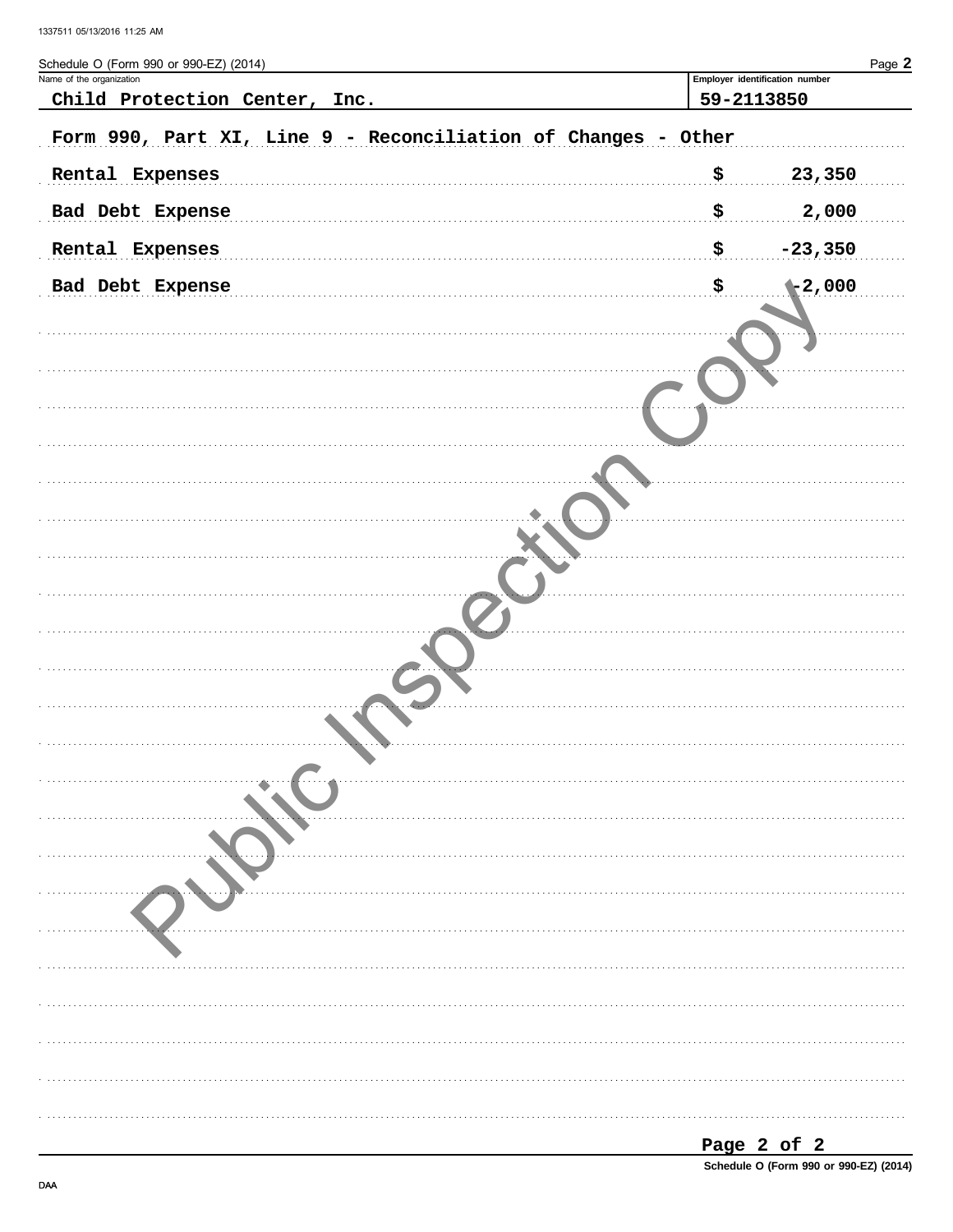Schedule O (Form 990 or 990-EZ) (2014)

| Name of the organization | Employer identification number |
| --- | --- |
| Child Protection Center, Inc. | 59-2113850 |

**Form 990, Part XI, Line 9 - Reconciliation of Changes - Other**

| | |
| --- | --- |
| Rental Expenses | $ 23,350 |
| Bad Debt Expense | $ 2,000 |
| Rental Expenses | $ -23,350 |
| Bad Debt Expense | $ -2,000 |

Public Inspection Copy

Schedule O (Form 990 or 990-EZ) (2014)